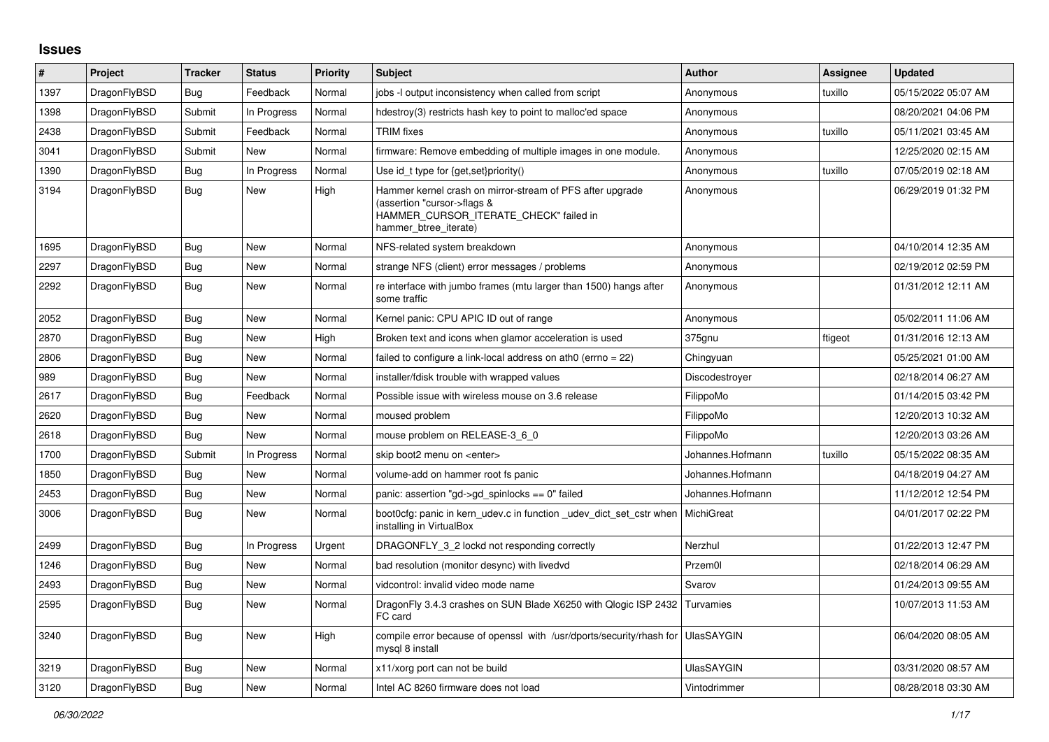# Issues

| # | Project | Tracker | Status | Priority | Subject | Author | Assignee | Updated |
|---|---|---|---|---|---|---|---|---|
| 1397 | DragonFlyBSD | Bug | Feedback | Normal | jobs -l output inconsistency when called from script | Anonymous | tuxillo | 05/15/2022 05:07 AM |
| 1398 | DragonFlyBSD | Submit | In Progress | Normal | hdestroy(3) restricts hash key to point to malloc'ed space | Anonymous | | 08/20/2021 04:06 PM |
| 2438 | DragonFlyBSD | Submit | Feedback | Normal | TRIM fixes | Anonymous | tuxillo | 05/11/2021 03:45 AM |
| 3041 | DragonFlyBSD | Submit | New | Normal | firmware: Remove embedding of multiple images in one module. | Anonymous | | 12/25/2020 02:15 AM |
| 1390 | DragonFlyBSD | Bug | In Progress | Normal | Use id_t type for {get,set}priority() | Anonymous | tuxillo | 07/05/2019 02:18 AM |
| 3194 | DragonFlyBSD | Bug | New | High | Hammer kernel crash on mirror-stream of PFS after upgrade (assertion "cursor->flags & HAMMER_CURSOR_ITERATE_CHECK" failed in hammer_btree_iterate) | Anonymous | | 06/29/2019 01:32 PM |
| 1695 | DragonFlyBSD | Bug | New | Normal | NFS-related system breakdown | Anonymous | | 04/10/2014 12:35 AM |
| 2297 | DragonFlyBSD | Bug | New | Normal | strange NFS (client) error messages / problems | Anonymous | | 02/19/2012 02:59 PM |
| 2292 | DragonFlyBSD | Bug | New | Normal | re interface with jumbo frames (mtu larger than 1500) hangs after some traffic | Anonymous | | 01/31/2012 12:11 AM |
| 2052 | DragonFlyBSD | Bug | New | Normal | Kernel panic: CPU APIC ID out of range | Anonymous | | 05/02/2011 11:06 AM |
| 2870 | DragonFlyBSD | Bug | New | High | Broken text and icons when glamor acceleration is used | 375gnu | ftigeot | 01/31/2016 12:13 AM |
| 2806 | DragonFlyBSD | Bug | New | Normal | failed to configure a link-local address on ath0 (errno = 22) | Chingyuan | | 05/25/2021 01:00 AM |
| 989 | DragonFlyBSD | Bug | New | Normal | installer/fdisk trouble with wrapped values | Discodestroyer | | 02/18/2014 06:27 AM |
| 2617 | DragonFlyBSD | Bug | Feedback | Normal | Possible issue with wireless mouse on 3.6 release | FilippoMo | | 01/14/2015 03:42 PM |
| 2620 | DragonFlyBSD | Bug | New | Normal | moused problem | FilippoMo | | 12/20/2013 10:32 AM |
| 2618 | DragonFlyBSD | Bug | New | Normal | mouse problem on RELEASE-3_6_0 | FilippoMo | | 12/20/2013 03:26 AM |
| 1700 | DragonFlyBSD | Submit | In Progress | Normal | skip boot2 menu on <enter> | Johannes.Hofmann | tuxillo | 05/15/2022 08:35 AM |
| 1850 | DragonFlyBSD | Bug | New | Normal | volume-add on hammer root fs panic | Johannes.Hofmann | | 04/18/2019 04:27 AM |
| 2453 | DragonFlyBSD | Bug | New | Normal | panic: assertion "gd->gd_spinlocks == 0" failed | Johannes.Hofmann | | 11/12/2012 12:54 PM |
| 3006 | DragonFlyBSD | Bug | New | Normal | boot0cfg: panic in kern_udev.c in function _udev_dict_set_cstr when installing in VirtualBox | MichiGreat | | 04/01/2017 02:22 PM |
| 2499 | DragonFlyBSD | Bug | In Progress | Urgent | DRAGONFLY_3_2 lockd not responding correctly | Nerzhul | | 01/22/2013 12:47 PM |
| 1246 | DragonFlyBSD | Bug | New | Normal | bad resolution (monitor desync) with livedvd | Przem0l | | 02/18/2014 06:29 AM |
| 2493 | DragonFlyBSD | Bug | New | Normal | vidcontrol: invalid video mode name | Svarov | | 01/24/2013 09:55 AM |
| 2595 | DragonFlyBSD | Bug | New | Normal | DragonFly 3.4.3 crashes on SUN Blade X6250 with Qlogic ISP 2432 FC card | Turvamies | | 10/07/2013 11:53 AM |
| 3240 | DragonFlyBSD | Bug | New | High | compile error because of openssl with /usr/dports/security/rhash for mysql 8 install | UlasSAYGIN | | 06/04/2020 08:05 AM |
| 3219 | DragonFlyBSD | Bug | New | Normal | x11/xorg port can not be build | UlasSAYGIN | | 03/31/2020 08:57 AM |
| 3120 | DragonFlyBSD | Bug | New | Normal | Intel AC 8260 firmware does not load | Vintodrimmer | | 08/28/2018 03:30 AM |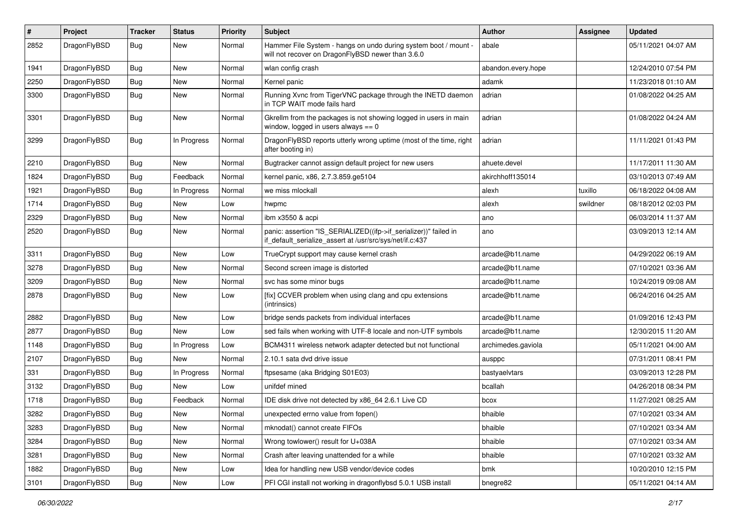| # | Project | Tracker | Status | Priority | Subject | Author | Assignee | Updated |
|---|---|---|---|---|---|---|---|---|
| 2852 | DragonFlyBSD | Bug | New | Normal | Hammer File System - hangs on undo during system boot / mount - will not recover on DragonFlyBSD newer than 3.6.0 | abale | | 05/11/2021 04:07 AM |
| 1941 | DragonFlyBSD | Bug | New | Normal | wlan config crash | abandon.every.hope | | 12/24/2010 07:54 PM |
| 2250 | DragonFlyBSD | Bug | New | Normal | Kernel panic | adamk | | 11/23/2018 01:10 AM |
| 3300 | DragonFlyBSD | Bug | New | Normal | Running Xvnc from TigerVNC package through the INETD daemon in TCP WAIT mode fails hard | adrian | | 01/08/2022 04:25 AM |
| 3301 | DragonFlyBSD | Bug | New | Normal | Gkrellm from the packages is not showing logged in users in main window, logged in users always == 0 | adrian | | 01/08/2022 04:24 AM |
| 3299 | DragonFlyBSD | Bug | In Progress | Normal | DragonFlyBSD reports utterly wrong uptime (most of the time, right after booting in) | adrian | | 11/11/2021 01:43 PM |
| 2210 | DragonFlyBSD | Bug | New | Normal | Bugtracker cannot assign default project for new users | ahuete.devel | | 11/17/2011 11:30 AM |
| 1824 | DragonFlyBSD | Bug | Feedback | Normal | kernel panic, x86, 2.7.3.859.ge5104 | akirchhoff135014 | | 03/10/2013 07:49 AM |
| 1921 | DragonFlyBSD | Bug | In Progress | Normal | we miss mlockall | alexh | tuxillo | 06/18/2022 04:08 AM |
| 1714 | DragonFlyBSD | Bug | New | Low | hwpmc | alexh | swildner | 08/18/2012 02:03 PM |
| 2329 | DragonFlyBSD | Bug | New | Normal | ibm x3550 & acpi | ano | | 06/03/2014 11:37 AM |
| 2520 | DragonFlyBSD | Bug | New | Normal | panic: assertion "IS_SERIALIZED((ifp->if_serializer))" failed in if_default_serialize_assert at /usr/src/sys/net/if.c:437 | ano | | 03/09/2013 12:14 AM |
| 3311 | DragonFlyBSD | Bug | New | Low | TrueCrypt support may cause kernel crash | arcade@b1t.name | | 04/29/2022 06:19 AM |
| 3278 | DragonFlyBSD | Bug | New | Normal | Second screen image is distorted | arcade@b1t.name | | 07/10/2021 03:36 AM |
| 3209 | DragonFlyBSD | Bug | New | Normal | svc has some minor bugs | arcade@b1t.name | | 10/24/2019 09:08 AM |
| 2878 | DragonFlyBSD | Bug | New | Low | [fix] CCVER problem when using clang and cpu extensions (intrinsics) | arcade@b1t.name | | 06/24/2016 04:25 AM |
| 2882 | DragonFlyBSD | Bug | New | Low | bridge sends packets from individual interfaces | arcade@b1t.name | | 01/09/2016 12:43 PM |
| 2877 | DragonFlyBSD | Bug | New | Low | sed fails when working with UTF-8 locale and non-UTF symbols | arcade@b1t.name | | 12/30/2015 11:20 AM |
| 1148 | DragonFlyBSD | Bug | In Progress | Low | BCM4311 wireless network adapter detected but not functional | archimedes.gaviola | | 05/11/2021 04:00 AM |
| 2107 | DragonFlyBSD | Bug | New | Normal | 2.10.1 sata dvd drive issue | ausppc | | 07/31/2011 08:41 PM |
| 331 | DragonFlyBSD | Bug | In Progress | Normal | ftpsesame (aka Bridging S01E03) | bastyaelvtars | | 03/09/2013 12:28 PM |
| 3132 | DragonFlyBSD | Bug | New | Low | unifdef mined | bcallah | | 04/26/2018 08:34 PM |
| 1718 | DragonFlyBSD | Bug | Feedback | Normal | IDE disk drive not detected by x86_64 2.6.1 Live CD | bcox | | 11/27/2021 08:25 AM |
| 3282 | DragonFlyBSD | Bug | New | Normal | unexpected errno value from fopen() | bhaible | | 07/10/2021 03:34 AM |
| 3283 | DragonFlyBSD | Bug | New | Normal | mknodat() cannot create FIFOs | bhaible | | 07/10/2021 03:34 AM |
| 3284 | DragonFlyBSD | Bug | New | Normal | Wrong towlower() result for U+038A | bhaible | | 07/10/2021 03:34 AM |
| 3281 | DragonFlyBSD | Bug | New | Normal | Crash after leaving unattended for a while | bhaible | | 07/10/2021 03:32 AM |
| 1882 | DragonFlyBSD | Bug | New | Low | Idea for handling new USB vendor/device codes | bmk | | 10/20/2010 12:15 PM |
| 3101 | DragonFlyBSD | Bug | New | Low | PFI CGI install not working in dragonflybsd 5.0.1 USB install | bnegre82 | | 05/11/2021 04:14 AM |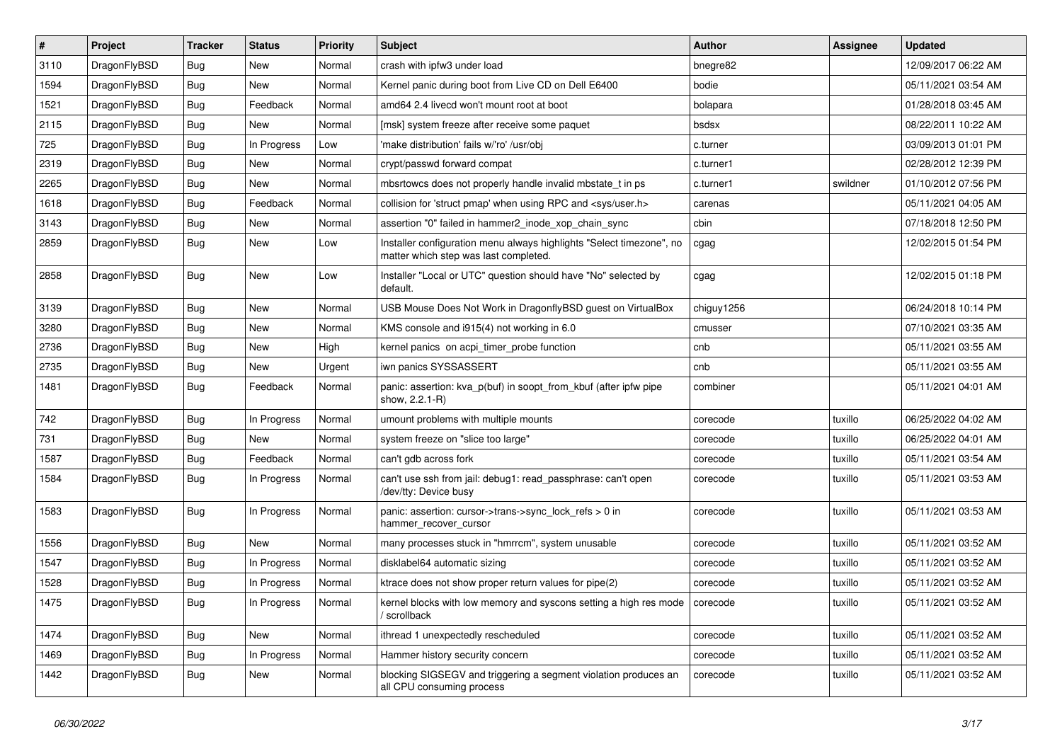| # | Project | Tracker | Status | Priority | Subject | Author | Assignee | Updated |
|---|---|---|---|---|---|---|---|---|
| 3110 | DragonFlyBSD | Bug | New | Normal | crash with ipfw3 under load | bnegre82 | | 12/09/2017 06:22 AM |
| 1594 | DragonFlyBSD | Bug | New | Normal | Kernel panic during boot from Live CD on Dell E6400 | bodie | | 05/11/2021 03:54 AM |
| 1521 | DragonFlyBSD | Bug | Feedback | Normal | amd64 2.4 livecd won't mount root at boot | bolapara | | 01/28/2018 03:45 AM |
| 2115 | DragonFlyBSD | Bug | New | Normal | [msk] system freeze after receive some paquet | bsdsx | | 08/22/2011 10:22 AM |
| 725 | DragonFlyBSD | Bug | In Progress | Low | 'make distribution' fails w/'ro' /usr/obj | c.turner | | 03/09/2013 01:01 PM |
| 2319 | DragonFlyBSD | Bug | New | Normal | crypt/passwd forward compat | c.turner1 | | 02/28/2012 12:39 PM |
| 2265 | DragonFlyBSD | Bug | New | Normal | mbsrtowcs does not properly handle invalid mbstate_t in ps | c.turner1 | swildner | 01/10/2012 07:56 PM |
| 1618 | DragonFlyBSD | Bug | Feedback | Normal | collision for 'struct pmap' when using RPC and <sys/user.h> | carenas | | 05/11/2021 04:05 AM |
| 3143 | DragonFlyBSD | Bug | New | Normal | assertion "0" failed in hammer2_inode_xop_chain_sync | cbin | | 07/18/2018 12:50 PM |
| 2859 | DragonFlyBSD | Bug | New | Low | Installer configuration menu always highlights "Select timezone", no matter which step was last completed. | cgag | | 12/02/2015 01:54 PM |
| 2858 | DragonFlyBSD | Bug | New | Low | Installer "Local or UTC" question should have "No" selected by default. | cgag | | 12/02/2015 01:18 PM |
| 3139 | DragonFlyBSD | Bug | New | Normal | USB Mouse Does Not Work in DragonflyBSD guest on VirtualBox | chiguy1256 | | 06/24/2018 10:14 PM |
| 3280 | DragonFlyBSD | Bug | New | Normal | KMS console and i915(4) not working in 6.0 | cmusser | | 07/10/2021 03:35 AM |
| 2736 | DragonFlyBSD | Bug | New | High | kernel panics on acpi_timer_probe function | cnb | | 05/11/2021 03:55 AM |
| 2735 | DragonFlyBSD | Bug | New | Urgent | iwn panics SYSSASSERT | cnb | | 05/11/2021 03:55 AM |
| 1481 | DragonFlyBSD | Bug | Feedback | Normal | panic: assertion: kva_p(buf) in soopt_from_kbuf (after ipfw pipe show, 2.2.1-R) | combiner | | 05/11/2021 04:01 AM |
| 742 | DragonFlyBSD | Bug | In Progress | Normal | umount problems with multiple mounts | corecode | tuxillo | 06/25/2022 04:02 AM |
| 731 | DragonFlyBSD | Bug | New | Normal | system freeze on "slice too large" | corecode | tuxillo | 06/25/2022 04:01 AM |
| 1587 | DragonFlyBSD | Bug | Feedback | Normal | can't gdb across fork | corecode | tuxillo | 05/11/2021 03:54 AM |
| 1584 | DragonFlyBSD | Bug | In Progress | Normal | can't use ssh from jail: debug1: read_passphrase: can't open /dev/tty: Device busy | corecode | tuxillo | 05/11/2021 03:53 AM |
| 1583 | DragonFlyBSD | Bug | In Progress | Normal | panic: assertion: cursor->trans->sync_lock_refs > 0 in hammer_recover_cursor | corecode | tuxillo | 05/11/2021 03:53 AM |
| 1556 | DragonFlyBSD | Bug | New | Normal | many processes stuck in "hmrrcm", system unusable | corecode | tuxillo | 05/11/2021 03:52 AM |
| 1547 | DragonFlyBSD | Bug | In Progress | Normal | disklabel64 automatic sizing | corecode | tuxillo | 05/11/2021 03:52 AM |
| 1528 | DragonFlyBSD | Bug | In Progress | Normal | ktrace does not show proper return values for pipe(2) | corecode | tuxillo | 05/11/2021 03:52 AM |
| 1475 | DragonFlyBSD | Bug | In Progress | Normal | kernel blocks with low memory and syscons setting a high res mode / scrollback | corecode | tuxillo | 05/11/2021 03:52 AM |
| 1474 | DragonFlyBSD | Bug | New | Normal | ithread 1 unexpectedly rescheduled | corecode | tuxillo | 05/11/2021 03:52 AM |
| 1469 | DragonFlyBSD | Bug | In Progress | Normal | Hammer history security concern | corecode | tuxillo | 05/11/2021 03:52 AM |
| 1442 | DragonFlyBSD | Bug | New | Normal | blocking SIGSEGV and triggering a segment violation produces an all CPU consuming process | corecode | tuxillo | 05/11/2021 03:52 AM |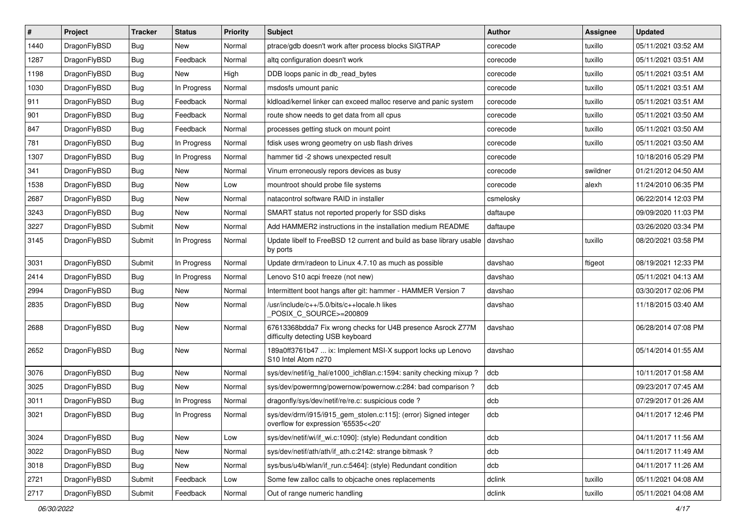| # | Project | Tracker | Status | Priority | Subject | Author | Assignee | Updated |
|---|---|---|---|---|---|---|---|---|
| 1440 | DragonFlyBSD | Bug | New | Normal | ptrace/gdb doesn't work after process blocks SIGTRAP | corecode | tuxillo | 05/11/2021 03:52 AM |
| 1287 | DragonFlyBSD | Bug | Feedback | Normal | altq configuration doesn't work | corecode | tuxillo | 05/11/2021 03:51 AM |
| 1198 | DragonFlyBSD | Bug | New | High | DDB loops panic in db_read_bytes | corecode | tuxillo | 05/11/2021 03:51 AM |
| 1030 | DragonFlyBSD | Bug | In Progress | Normal | msdosfs umount panic | corecode | tuxillo | 05/11/2021 03:51 AM |
| 911 | DragonFlyBSD | Bug | Feedback | Normal | kldload/kernel linker can exceed malloc reserve and panic system | corecode | tuxillo | 05/11/2021 03:51 AM |
| 901 | DragonFlyBSD | Bug | Feedback | Normal | route show needs to get data from all cpus | corecode | tuxillo | 05/11/2021 03:50 AM |
| 847 | DragonFlyBSD | Bug | Feedback | Normal | processes getting stuck on mount point | corecode | tuxillo | 05/11/2021 03:50 AM |
| 781 | DragonFlyBSD | Bug | In Progress | Normal | fdisk uses wrong geometry on usb flash drives | corecode | tuxillo | 05/11/2021 03:50 AM |
| 1307 | DragonFlyBSD | Bug | In Progress | Normal | hammer tid -2 shows unexpected result | corecode | | 10/18/2016 05:29 PM |
| 341 | DragonFlyBSD | Bug | New | Normal | Vinum erroneously repors devices as busy | corecode | swildner | 01/21/2012 04:50 AM |
| 1538 | DragonFlyBSD | Bug | New | Low | mountroot should probe file systems | corecode | alexh | 11/24/2010 06:35 PM |
| 2687 | DragonFlyBSD | Bug | New | Normal | natacontrol software RAID in installer | csmelosky | | 06/22/2014 12:03 PM |
| 3243 | DragonFlyBSD | Bug | New | Normal | SMART status not reported properly for SSD disks | daftaupe | | 09/09/2020 11:03 PM |
| 3227 | DragonFlyBSD | Submit | New | Normal | Add HAMMER2 instructions in the installation medium README | daftaupe | | 03/26/2020 03:34 PM |
| 3145 | DragonFlyBSD | Submit | In Progress | Normal | Update libelf to FreeBSD 12 current and build as base library usable by ports | davshao | tuxillo | 08/20/2021 03:58 PM |
| 3031 | DragonFlyBSD | Submit | In Progress | Normal | Update drm/radeon to Linux 4.7.10 as much as possible | davshao | ftigeot | 08/19/2021 12:33 PM |
| 2414 | DragonFlyBSD | Bug | In Progress | Normal | Lenovo S10 acpi freeze (not new) | davshao | | 05/11/2021 04:13 AM |
| 2994 | DragonFlyBSD | Bug | New | Normal | Intermittent boot hangs after git: hammer - HAMMER Version 7 | davshao | | 03/30/2017 02:06 PM |
| 2835 | DragonFlyBSD | Bug | New | Normal | /usr/include/c++/5.0/bits/c++locale.h likes _POSIX_C_SOURCE>=200809 | davshao | | 11/18/2015 03:40 AM |
| 2688 | DragonFlyBSD | Bug | New | Normal | 67613368bdda7 Fix wrong checks for U4B presence Asrock Z77M difficulty detecting USB keyboard | davshao | | 06/28/2014 07:08 PM |
| 2652 | DragonFlyBSD | Bug | New | Normal | 189a0ff3761b47 ... ix: Implement MSI-X support locks up Lenovo S10 Intel Atom n270 | davshao | | 05/14/2014 01:55 AM |
| 3076 | DragonFlyBSD | Bug | New | Normal | sys/dev/netif/ig_hal/e1000_ich8lan.c:1594: sanity checking mixup ? | dcb | | 10/11/2017 01:58 AM |
| 3025 | DragonFlyBSD | Bug | New | Normal | sys/dev/powermng/powernow/powernow.c:284: bad comparison ? | dcb | | 09/23/2017 07:45 AM |
| 3011 | DragonFlyBSD | Bug | In Progress | Normal | dragonfly/sys/dev/netif/re/re.c: suspicious code ? | dcb | | 07/29/2017 01:26 AM |
| 3021 | DragonFlyBSD | Bug | In Progress | Normal | sys/dev/drm/i915/i915_gem_stolen.c:115]: (error) Signed integer overflow for expression '65535<<20' | dcb | | 04/11/2017 12:46 PM |
| 3024 | DragonFlyBSD | Bug | New | Low | sys/dev/netif/wi/if_wi.c:1090]: (style) Redundant condition | dcb | | 04/11/2017 11:56 AM |
| 3022 | DragonFlyBSD | Bug | New | Normal | sys/dev/netif/ath/ath/if_ath.c:2142: strange bitmask ? | dcb | | 04/11/2017 11:49 AM |
| 3018 | DragonFlyBSD | Bug | New | Normal | sys/bus/u4b/wlan/if_run.c:5464]: (style) Redundant condition | dcb | | 04/11/2017 11:26 AM |
| 2721 | DragonFlyBSD | Submit | Feedback | Low | Some few zalloc calls to objcache ones replacements | dclink | tuxillo | 05/11/2021 04:08 AM |
| 2717 | DragonFlyBSD | Submit | Feedback | Normal | Out of range numeric handling | dclink | tuxillo | 05/11/2021 04:08 AM |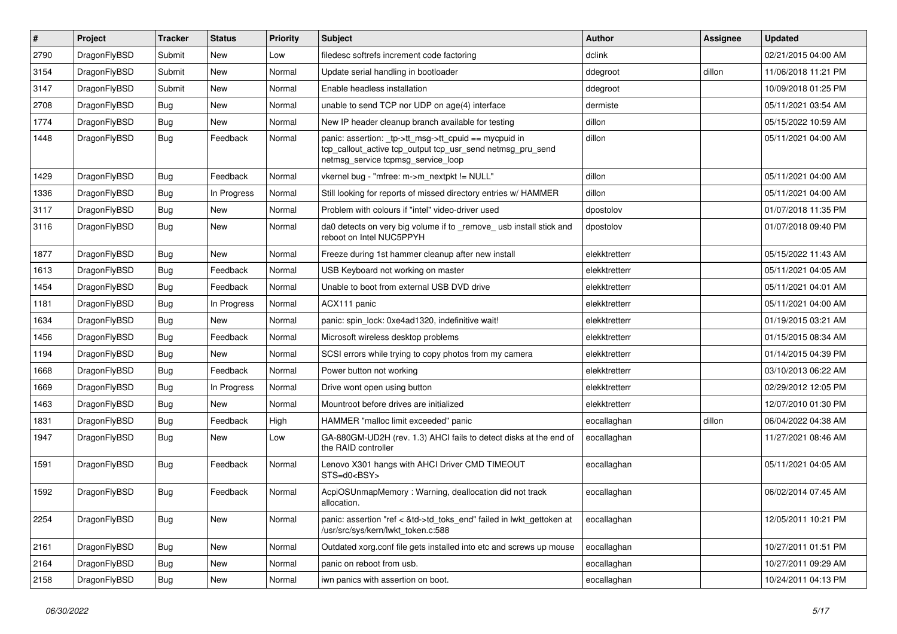| # | Project | Tracker | Status | Priority | Subject | Author | Assignee | Updated |
|---|---|---|---|---|---|---|---|---|
| 2790 | DragonFlyBSD | Submit | New | Low | filedesc softrefs increment code factoring | dclink | | 02/21/2015 04:00 AM |
| 3154 | DragonFlyBSD | Submit | New | Normal | Update serial handling in bootloader | ddegroot | dillon | 11/06/2018 11:21 PM |
| 3147 | DragonFlyBSD | Submit | New | Normal | Enable headless installation | ddegroot | | 10/09/2018 01:25 PM |
| 2708 | DragonFlyBSD | Bug | New | Normal | unable to send TCP nor UDP on age(4) interface | dermiste | | 05/11/2021 03:54 AM |
| 1774 | DragonFlyBSD | Bug | New | Normal | New IP header cleanup branch available for testing | dillon | | 05/15/2022 10:59 AM |
| 1448 | DragonFlyBSD | Bug | Feedback | Normal | panic: assertion: _tp->tt_msg->tt_cpuid == mycpuid in tcp_callout_active tcp_output tcp_usr_send netmsg_pru_send netmsg_service tcpmsg_service_loop | dillon | | 05/11/2021 04:00 AM |
| 1429 | DragonFlyBSD | Bug | Feedback | Normal | vkernel bug - "mfree: m->m_nextpkt != NULL" | dillon | | 05/11/2021 04:00 AM |
| 1336 | DragonFlyBSD | Bug | In Progress | Normal | Still looking for reports of missed directory entries w/ HAMMER | dillon | | 05/11/2021 04:00 AM |
| 3117 | DragonFlyBSD | Bug | New | Normal | Problem with colours if "intel" video-driver used | dpostolov | | 01/07/2018 11:35 PM |
| 3116 | DragonFlyBSD | Bug | New | Normal | da0 detects on very big volume if to _remove_ usb install stick and reboot on Intel NUC5PPYH | dpostolov | | 01/07/2018 09:40 PM |
| 1877 | DragonFlyBSD | Bug | New | Normal | Freeze during 1st hammer cleanup after new install | elekktretterr | | 05/15/2022 11:43 AM |
| 1613 | DragonFlyBSD | Bug | Feedback | Normal | USB Keyboard not working on master | elekktretterr | | 05/11/2021 04:05 AM |
| 1454 | DragonFlyBSD | Bug | Feedback | Normal | Unable to boot from external USB DVD drive | elekktretterr | | 05/11/2021 04:01 AM |
| 1181 | DragonFlyBSD | Bug | In Progress | Normal | ACX111 panic | elekktretterr | | 05/11/2021 04:00 AM |
| 1634 | DragonFlyBSD | Bug | New | Normal | panic: spin_lock: 0xe4ad1320, indefinitive wait! | elekktretterr | | 01/19/2015 03:21 AM |
| 1456 | DragonFlyBSD | Bug | Feedback | Normal | Microsoft wireless desktop problems | elekktretterr | | 01/15/2015 08:34 AM |
| 1194 | DragonFlyBSD | Bug | New | Normal | SCSI errors while trying to copy photos from my camera | elekktretterr | | 01/14/2015 04:39 PM |
| 1668 | DragonFlyBSD | Bug | Feedback | Normal | Power button not working | elekktretterr | | 03/10/2013 06:22 AM |
| 1669 | DragonFlyBSD | Bug | In Progress | Normal | Drive wont open using button | elekktretterr | | 02/29/2012 12:05 PM |
| 1463 | DragonFlyBSD | Bug | New | Normal | Mountroot before drives are initialized | elekktretterr | | 12/07/2010 01:30 PM |
| 1831 | DragonFlyBSD | Bug | Feedback | High | HAMMER "malloc limit exceeded" panic | eocallaghan | dillon | 06/04/2022 04:38 AM |
| 1947 | DragonFlyBSD | Bug | New | Low | GA-880GM-UD2H (rev. 1.3) AHCI fails to detect disks at the end of the RAID controller | eocallaghan | | 11/27/2021 08:46 AM |
| 1591 | DragonFlyBSD | Bug | Feedback | Normal | Lenovo X301 hangs with AHCI Driver CMD TIMEOUT STS=d0<BSY> | eocallaghan | | 05/11/2021 04:05 AM |
| 1592 | DragonFlyBSD | Bug | Feedback | Normal | AcpiOSUnmapMemory : Warning, deallocation did not track allocation. | eocallaghan | | 06/02/2014 07:45 AM |
| 2254 | DragonFlyBSD | Bug | New | Normal | panic: assertion "ref < &td->td_toks_end" failed in lwkt_gettoken at /usr/src/sys/kern/lwkt_token.c:588 | eocallaghan | | 12/05/2011 10:21 PM |
| 2161 | DragonFlyBSD | Bug | New | Normal | Outdated xorg.conf file gets installed into etc and screws up mouse | eocallaghan | | 10/27/2011 01:51 PM |
| 2164 | DragonFlyBSD | Bug | New | Normal | panic on reboot from usb. | eocallaghan | | 10/27/2011 09:29 AM |
| 2158 | DragonFlyBSD | Bug | New | Normal | iwn panics with assertion on boot. | eocallaghan | | 10/24/2011 04:13 PM |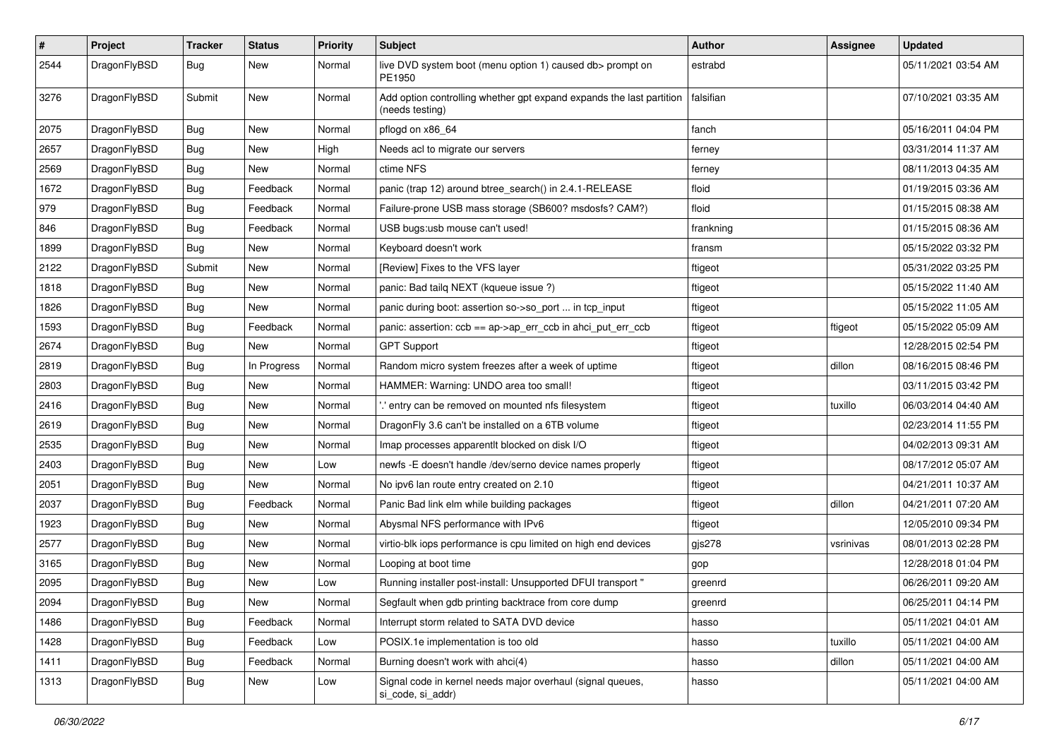| # | Project | Tracker | Status | Priority | Subject | Author | Assignee | Updated |
|---|---|---|---|---|---|---|---|---|
| 2544 | DragonFlyBSD | Bug | New | Normal | live DVD system boot (menu option 1) caused db> prompt on PE1950 | estrabd | | 05/11/2021 03:54 AM |
| 3276 | DragonFlyBSD | Submit | New | Normal | Add option controlling whether gpt expand expands the last partition (needs testing) | falsifian | | 07/10/2021 03:35 AM |
| 2075 | DragonFlyBSD | Bug | New | Normal | pflogd on x86_64 | fanch | | 05/16/2011 04:04 PM |
| 2657 | DragonFlyBSD | Bug | New | High | Needs acl to migrate our servers | ferney | | 03/31/2014 11:37 AM |
| 2569 | DragonFlyBSD | Bug | New | Normal | ctime NFS | ferney | | 08/11/2013 04:35 AM |
| 1672 | DragonFlyBSD | Bug | Feedback | Normal | panic (trap 12) around btree_search() in 2.4.1-RELEASE | floid | | 01/19/2015 03:36 AM |
| 979 | DragonFlyBSD | Bug | Feedback | Normal | Failure-prone USB mass storage (SB600? msdosfs? CAM?) | floid | | 01/15/2015 08:38 AM |
| 846 | DragonFlyBSD | Bug | Feedback | Normal | USB bugs:usb mouse can't used! | frankning | | 01/15/2015 08:36 AM |
| 1899 | DragonFlyBSD | Bug | New | Normal | Keyboard doesn't work | fransm | | 05/15/2022 03:32 PM |
| 2122 | DragonFlyBSD | Submit | New | Normal | [Review] Fixes to the VFS layer | ftigeot | | 05/31/2022 03:25 PM |
| 1818 | DragonFlyBSD | Bug | New | Normal | panic: Bad tailq NEXT (kqueue issue ?) | ftigeot | | 05/15/2022 11:40 AM |
| 1826 | DragonFlyBSD | Bug | New | Normal | panic during boot: assertion so->so_port ... in tcp_input | ftigeot | | 05/15/2022 11:05 AM |
| 1593 | DragonFlyBSD | Bug | Feedback | Normal | panic: assertion: ccb == ap->ap_err_ccb in ahci_put_err_ccb | ftigeot | ftigeot | 05/15/2022 05:09 AM |
| 2674 | DragonFlyBSD | Bug | New | Normal | GPT Support | ftigeot | | 12/28/2015 02:54 PM |
| 2819 | DragonFlyBSD | Bug | In Progress | Normal | Random micro system freezes after a week of uptime | ftigeot | dillon | 08/16/2015 08:46 PM |
| 2803 | DragonFlyBSD | Bug | New | Normal | HAMMER: Warning: UNDO area too small! | ftigeot | | 03/11/2015 03:42 PM |
| 2416 | DragonFlyBSD | Bug | New | Normal | '.' entry can be removed on mounted nfs filesystem | ftigeot | tuxillo | 06/03/2014 04:40 AM |
| 2619 | DragonFlyBSD | Bug | New | Normal | DragonFly 3.6 can't be installed on a 6TB volume | ftigeot | | 02/23/2014 11:55 PM |
| 2535 | DragonFlyBSD | Bug | New | Normal | Imap processes apparentlt blocked on disk I/O | ftigeot | | 04/02/2013 09:31 AM |
| 2403 | DragonFlyBSD | Bug | New | Low | newfs -E doesn't handle /dev/serno device names properly | ftigeot | | 08/17/2012 05:07 AM |
| 2051 | DragonFlyBSD | Bug | New | Normal | No ipv6 lan route entry created on 2.10 | ftigeot | | 04/21/2011 10:37 AM |
| 2037 | DragonFlyBSD | Bug | Feedback | Normal | Panic Bad link elm while building packages | ftigeot | dillon | 04/21/2011 07:20 AM |
| 1923 | DragonFlyBSD | Bug | New | Normal | Abysmal NFS performance with IPv6 | ftigeot | | 12/05/2010 09:34 PM |
| 2577 | DragonFlyBSD | Bug | New | Normal | virtio-blk iops performance is cpu limited on high end devices | gjs278 | vsrinivas | 08/01/2013 02:28 PM |
| 3165 | DragonFlyBSD | Bug | New | Normal | Looping at boot time | gop | | 12/28/2018 01:04 PM |
| 2095 | DragonFlyBSD | Bug | New | Low | Running installer post-install: Unsupported DFUI transport " | greenrd | | 06/26/2011 09:20 AM |
| 2094 | DragonFlyBSD | Bug | New | Normal | Segfault when gdb printing backtrace from core dump | greenrd | | 06/25/2011 04:14 PM |
| 1486 | DragonFlyBSD | Bug | Feedback | Normal | Interrupt storm related to SATA DVD device | hasso | | 05/11/2021 04:01 AM |
| 1428 | DragonFlyBSD | Bug | Feedback | Low | POSIX.1e implementation is too old | hasso | tuxillo | 05/11/2021 04:00 AM |
| 1411 | DragonFlyBSD | Bug | Feedback | Normal | Burning doesn't work with ahci(4) | hasso | dillon | 05/11/2021 04:00 AM |
| 1313 | DragonFlyBSD | Bug | New | Low | Signal code in kernel needs major overhaul (signal queues, si_code, si_addr) | hasso | | 05/11/2021 04:00 AM |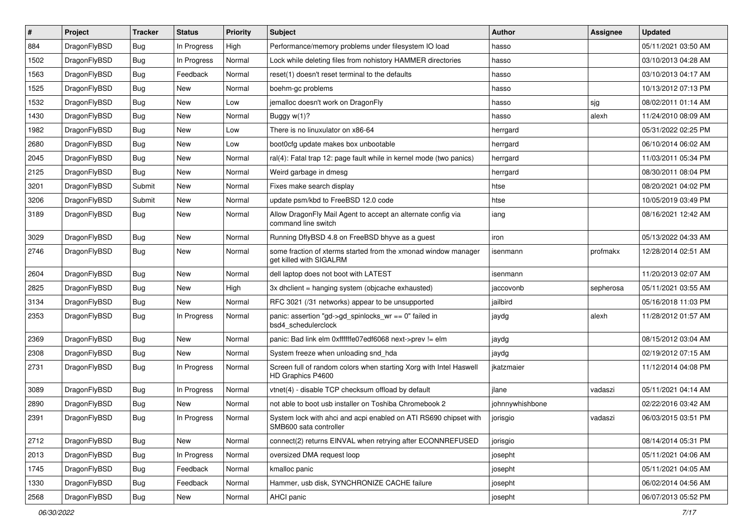| # | Project | Tracker | Status | Priority | Subject | Author | Assignee | Updated |
|---|---|---|---|---|---|---|---|---|
| 884 | DragonFlyBSD | Bug | In Progress | High | Performance/memory problems under filesystem IO load | hasso | | 05/11/2021 03:50 AM |
| 1502 | DragonFlyBSD | Bug | In Progress | Normal | Lock while deleting files from nohistory HAMMER directories | hasso | | 03/10/2013 04:28 AM |
| 1563 | DragonFlyBSD | Bug | Feedback | Normal | reset(1) doesn't reset terminal to the defaults | hasso | | 03/10/2013 04:17 AM |
| 1525 | DragonFlyBSD | Bug | New | Normal | boehm-gc problems | hasso | | 10/13/2012 07:13 PM |
| 1532 | DragonFlyBSD | Bug | New | Low | jemalloc doesn't work on DragonFly | hasso | sjg | 08/02/2011 01:14 AM |
| 1430 | DragonFlyBSD | Bug | New | Normal | Buggy w(1)? | hasso | alexh | 11/24/2010 08:09 AM |
| 1982 | DragonFlyBSD | Bug | New | Low | There is no linuxulator on x86-64 | herrgard | | 05/31/2022 02:25 PM |
| 2680 | DragonFlyBSD | Bug | New | Low | boot0cfg update makes box unbootable | herrgard | | 06/10/2014 06:02 AM |
| 2045 | DragonFlyBSD | Bug | New | Normal | ral(4): Fatal trap 12: page fault while in kernel mode (two panics) | herrgard | | 11/03/2011 05:34 PM |
| 2125 | DragonFlyBSD | Bug | New | Normal | Weird garbage in dmesg | herrgard | | 08/30/2011 08:04 PM |
| 3201 | DragonFlyBSD | Submit | New | Normal | Fixes make search display | htse | | 08/20/2021 04:02 PM |
| 3206 | DragonFlyBSD | Submit | New | Normal | update psm/kbd to FreeBSD 12.0 code | htse | | 10/05/2019 03:49 PM |
| 3189 | DragonFlyBSD | Bug | New | Normal | Allow DragonFly Mail Agent to accept an alternate config via command line switch | iang | | 08/16/2021 12:42 AM |
| 3029 | DragonFlyBSD | Bug | New | Normal | Running DflyBSD 4.8 on FreeBSD bhyve as a guest | iron | | 05/13/2022 04:33 AM |
| 2746 | DragonFlyBSD | Bug | New | Normal | some fraction of xterms started from the xmonad window manager get killed with SIGALRM | isenmann | profmakx | 12/28/2014 02:51 AM |
| 2604 | DragonFlyBSD | Bug | New | Normal | dell laptop does not boot with LATEST | isenmann | | 11/20/2013 02:07 AM |
| 2825 | DragonFlyBSD | Bug | New | High | 3x dhclient = hanging system (objcache exhausted) | jaccovonb | sepherosa | 05/11/2021 03:55 AM |
| 3134 | DragonFlyBSD | Bug | New | Normal | RFC 3021 (/31 networks) appear to be unsupported | jailbird | | 05/16/2018 11:03 PM |
| 2353 | DragonFlyBSD | Bug | In Progress | Normal | panic: assertion "gd->gd_spinlocks_wr == 0" failed in bsd4_schedulerclock | jaydg | alexh | 11/28/2012 01:57 AM |
| 2369 | DragonFlyBSD | Bug | New | Normal | panic: Bad link elm 0xffffffe07edf6068 next->prev != elm | jaydg | | 08/15/2012 03:04 AM |
| 2308 | DragonFlyBSD | Bug | New | Normal | System freeze when unloading snd_hda | jaydg | | 02/19/2012 07:15 AM |
| 2731 | DragonFlyBSD | Bug | In Progress | Normal | Screen full of random colors when starting Xorg with Intel Haswell HD Graphics P4600 | jkatzmaier | | 11/12/2014 04:08 PM |
| 3089 | DragonFlyBSD | Bug | In Progress | Normal | vtnet(4) - disable TCP checksum offload by default | jlane | vadaszi | 05/11/2021 04:14 AM |
| 2890 | DragonFlyBSD | Bug | New | Normal | not able to boot usb installer on Toshiba Chromebook 2 | johnnywhishbone | | 02/22/2016 03:42 AM |
| 2391 | DragonFlyBSD | Bug | In Progress | Normal | System lock with ahci and acpi enabled on ATI RS690 chipset with SMB600 sata controller | jorisgio | vadaszi | 06/03/2015 03:51 PM |
| 2712 | DragonFlyBSD | Bug | New | Normal | connect(2) returns EINVAL when retrying after ECONNREFUSED | jorisgio | | 08/14/2014 05:31 PM |
| 2013 | DragonFlyBSD | Bug | In Progress | Normal | oversized DMA request loop | josepht | | 05/11/2021 04:06 AM |
| 1745 | DragonFlyBSD | Bug | Feedback | Normal | kmalloc panic | josepht | | 05/11/2021 04:05 AM |
| 1330 | DragonFlyBSD | Bug | Feedback | Normal | Hammer, usb disk, SYNCHRONIZE CACHE failure | josepht | | 06/02/2014 04:56 AM |
| 2568 | DragonFlyBSD | Bug | New | Normal | AHCI panic | josepht | | 06/07/2013 05:52 PM |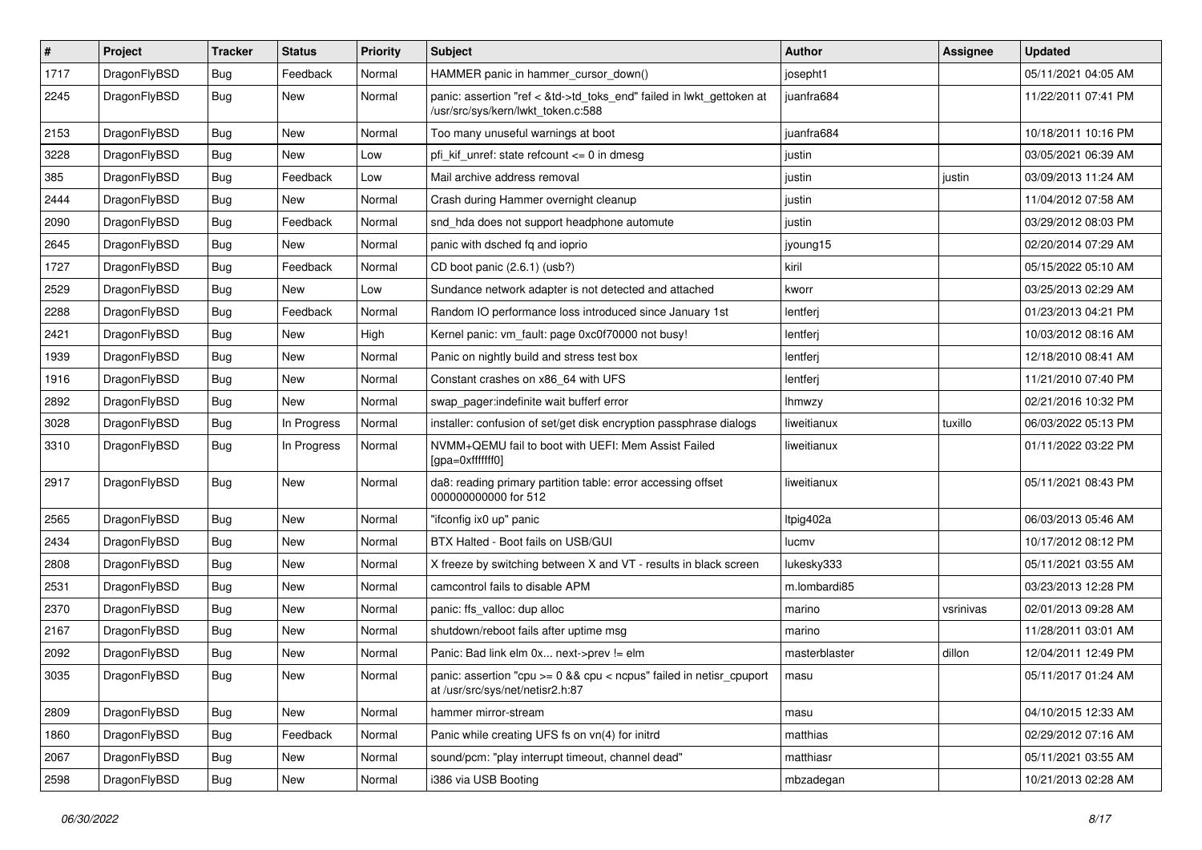| # | Project | Tracker | Status | Priority | Subject | Author | Assignee | Updated |
|---|---|---|---|---|---|---|---|---|
| 1717 | DragonFlyBSD | Bug | Feedback | Normal | HAMMER panic in hammer_cursor_down() | josepht1 | | 05/11/2021 04:05 AM |
| 2245 | DragonFlyBSD | Bug | New | Normal | panic: assertion "ref < &td->td_toks_end" failed in lwkt_gettoken at /usr/src/sys/kern/lwkt_token.c:588 | juanfra684 | | 11/22/2011 07:41 PM |
| 2153 | DragonFlyBSD | Bug | New | Normal | Too many unuseful warnings at boot | juanfra684 | | 10/18/2011 10:16 PM |
| 3228 | DragonFlyBSD | Bug | New | Low | pfi_kif_unref: state refcount <= 0 in dmesg | justin | | 03/05/2021 06:39 AM |
| 385 | DragonFlyBSD | Bug | Feedback | Low | Mail archive address removal | justin | justin | 03/09/2013 11:24 AM |
| 2444 | DragonFlyBSD | Bug | New | Normal | Crash during Hammer overnight cleanup | justin | | 11/04/2012 07:58 AM |
| 2090 | DragonFlyBSD | Bug | Feedback | Normal | snd_hda does not support headphone automute | justin | | 03/29/2012 08:03 PM |
| 2645 | DragonFlyBSD | Bug | New | Normal | panic with dsched fq and ioprio | jyoung15 | | 02/20/2014 07:29 AM |
| 1727 | DragonFlyBSD | Bug | Feedback | Normal | CD boot panic (2.6.1) (usb?) | kiril | | 05/15/2022 05:10 AM |
| 2529 | DragonFlyBSD | Bug | New | Low | Sundance network adapter is not detected and attached | kworr | | 03/25/2013 02:29 AM |
| 2288 | DragonFlyBSD | Bug | Feedback | Normal | Random IO performance loss introduced since January 1st | lentferj | | 01/23/2013 04:21 PM |
| 2421 | DragonFlyBSD | Bug | New | High | Kernel panic: vm_fault: page 0xc0f70000 not busy! | lentferj | | 10/03/2012 08:16 AM |
| 1939 | DragonFlyBSD | Bug | New | Normal | Panic on nightly build and stress test box | lentferj | | 12/18/2010 08:41 AM |
| 1916 | DragonFlyBSD | Bug | New | Normal | Constant crashes on x86_64 with UFS | lentferj | | 11/21/2010 07:40 PM |
| 2892 | DragonFlyBSD | Bug | New | Normal | swap_pager:indefinite wait bufferf error | lhmwzy | | 02/21/2016 10:32 PM |
| 3028 | DragonFlyBSD | Bug | In Progress | Normal | installer: confusion of set/get disk encryption passphrase dialogs | liweitianux | tuxillo | 06/03/2022 05:13 PM |
| 3310 | DragonFlyBSD | Bug | In Progress | Normal | NVMM+QEMU fail to boot with UEFI: Mem Assist Failed [gpa=0xfffffff0] | liweitianux | | 01/11/2022 03:22 PM |
| 2917 | DragonFlyBSD | Bug | New | Normal | da8: reading primary partition table: error accessing offset 000000000000 for 512 | liweitianux | | 05/11/2021 08:43 PM |
| 2565 | DragonFlyBSD | Bug | New | Normal | "ifconfig ix0 up" panic | ltpig402a | | 06/03/2013 05:46 AM |
| 2434 | DragonFlyBSD | Bug | New | Normal | BTX Halted - Boot fails on USB/GUI | lucmv | | 10/17/2012 08:12 PM |
| 2808 | DragonFlyBSD | Bug | New | Normal | X freeze by switching between X and VT - results in black screen | lukesky333 | | 05/11/2021 03:55 AM |
| 2531 | DragonFlyBSD | Bug | New | Normal | camcontrol fails to disable APM | m.lombardi85 | | 03/23/2013 12:28 PM |
| 2370 | DragonFlyBSD | Bug | New | Normal | panic: ffs_valloc: dup alloc | marino | vsrinivas | 02/01/2013 09:28 AM |
| 2167 | DragonFlyBSD | Bug | New | Normal | shutdown/reboot fails after uptime msg | marino | | 11/28/2011 03:01 AM |
| 2092 | DragonFlyBSD | Bug | New | Normal | Panic: Bad link elm 0x... next->prev != elm | masterblaster | dillon | 12/04/2011 12:49 PM |
| 3035 | DragonFlyBSD | Bug | New | Normal | panic: assertion "cpu >= 0 && cpu < ncpus" failed in netisr_cpuport at /usr/src/sys/net/netisr2.h:87 | masu | | 05/11/2017 01:24 AM |
| 2809 | DragonFlyBSD | Bug | New | Normal | hammer mirror-stream | masu | | 04/10/2015 12:33 AM |
| 1860 | DragonFlyBSD | Bug | Feedback | Normal | Panic while creating UFS fs on vn(4) for initrd | matthias | | 02/29/2012 07:16 AM |
| 2067 | DragonFlyBSD | Bug | New | Normal | sound/pcm: "play interrupt timeout, channel dead" | matthiasr | | 05/11/2021 03:55 AM |
| 2598 | DragonFlyBSD | Bug | New | Normal | i386 via USB Booting | mbzadegan | | 10/21/2013 02:28 AM |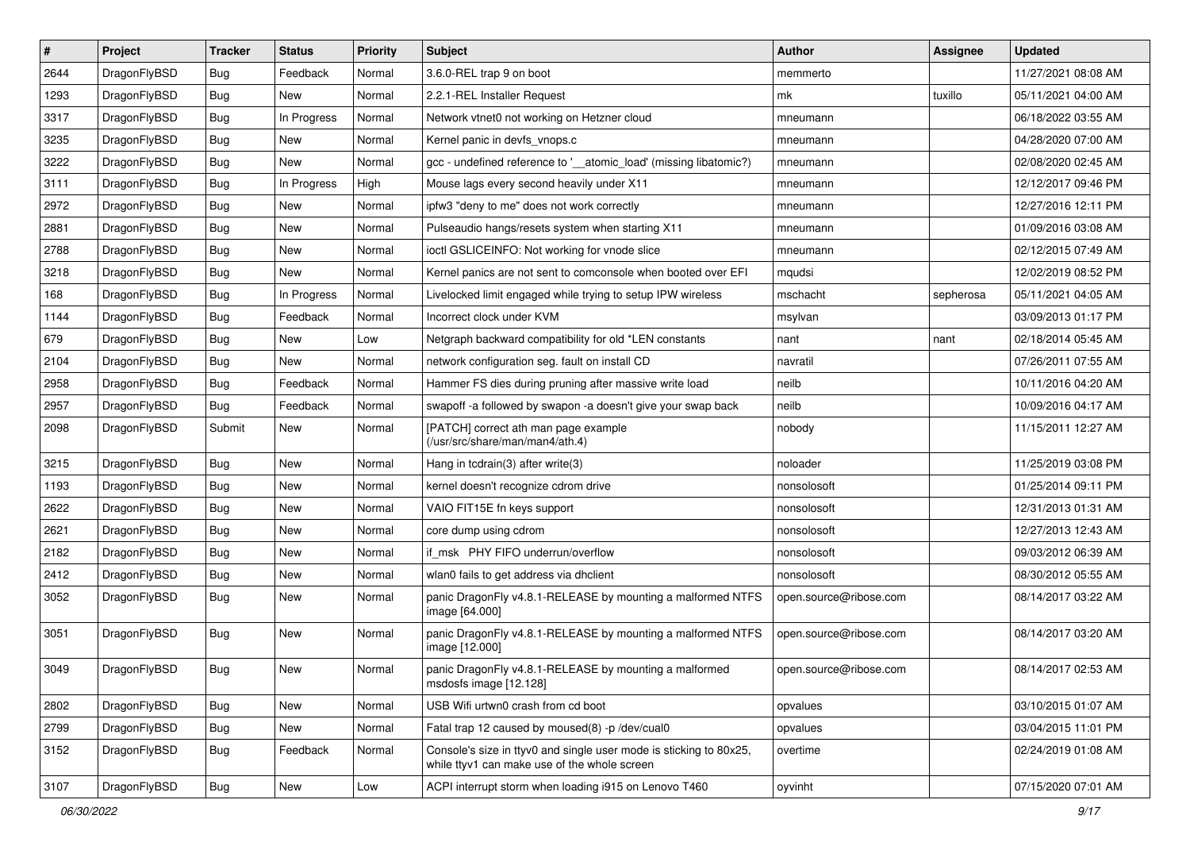| # | Project | Tracker | Status | Priority | Subject | Author | Assignee | Updated |
|---|---|---|---|---|---|---|---|---|
| 2644 | DragonFlyBSD | Bug | Feedback | Normal | 3.6.0-REL trap 9 on boot | memmerto | | 11/27/2021 08:08 AM |
| 1293 | DragonFlyBSD | Bug | New | Normal | 2.2.1-REL Installer Request | mk | tuxillo | 05/11/2021 04:00 AM |
| 3317 | DragonFlyBSD | Bug | In Progress | Normal | Network vtnet0 not working on Hetzner cloud | mneumann | | 06/18/2022 03:55 AM |
| 3235 | DragonFlyBSD | Bug | New | Normal | Kernel panic in devfs_vnops.c | mneumann | | 04/28/2020 07:00 AM |
| 3222 | DragonFlyBSD | Bug | New | Normal | gcc - undefined reference to '__atomic_load' (missing libatomic?) | mneumann | | 02/08/2020 02:45 AM |
| 3111 | DragonFlyBSD | Bug | In Progress | High | Mouse lags every second heavily under X11 | mneumann | | 12/12/2017 09:46 PM |
| 2972 | DragonFlyBSD | Bug | New | Normal | ipfw3 "deny to me" does not work correctly | mneumann | | 12/27/2016 12:11 PM |
| 2881 | DragonFlyBSD | Bug | New | Normal | Pulseaudio hangs/resets system when starting X11 | mneumann | | 01/09/2016 03:08 AM |
| 2788 | DragonFlyBSD | Bug | New | Normal | ioctl GSLICEINFO: Not working for vnode slice | mneumann | | 02/12/2015 07:49 AM |
| 3218 | DragonFlyBSD | Bug | New | Normal | Kernel panics are not sent to comconsole when booted over EFI | mqudsi | | 12/02/2019 08:52 PM |
| 168 | DragonFlyBSD | Bug | In Progress | Normal | Livelocked limit engaged while trying to setup IPW wireless | mschacht | sepherosa | 05/11/2021 04:05 AM |
| 1144 | DragonFlyBSD | Bug | Feedback | Normal | Incorrect clock under KVM | msylvan | | 03/09/2013 01:17 PM |
| 679 | DragonFlyBSD | Bug | New | Low | Netgraph backward compatibility for old *LEN constants | nant | nant | 02/18/2014 05:45 AM |
| 2104 | DragonFlyBSD | Bug | New | Normal | network configuration seg. fault on install CD | navratil | | 07/26/2011 07:55 AM |
| 2958 | DragonFlyBSD | Bug | Feedback | Normal | Hammer FS dies during pruning after massive write load | neilb | | 10/11/2016 04:20 AM |
| 2957 | DragonFlyBSD | Bug | Feedback | Normal | swapoff -a followed by swapon -a doesn't give your swap back | neilb | | 10/09/2016 04:17 AM |
| 2098 | DragonFlyBSD | Submit | New | Normal | [PATCH] correct ath man page example (/usr/src/share/man/man4/ath.4) | nobody | | 11/15/2011 12:27 AM |
| 3215 | DragonFlyBSD | Bug | New | Normal | Hang in tcdrain(3) after write(3) | noloader | | 11/25/2019 03:08 PM |
| 1193 | DragonFlyBSD | Bug | New | Normal | kernel doesn't recognize cdrom drive | nonsolosoft | | 01/25/2014 09:11 PM |
| 2622 | DragonFlyBSD | Bug | New | Normal | VAIO FIT15E fn keys support | nonsolosoft | | 12/31/2013 01:31 AM |
| 2621 | DragonFlyBSD | Bug | New | Normal | core dump using cdrom | nonsolosoft | | 12/27/2013 12:43 AM |
| 2182 | DragonFlyBSD | Bug | New | Normal | if_msk PHY FIFO underrun/overflow | nonsolosoft | | 09/03/2012 06:39 AM |
| 2412 | DragonFlyBSD | Bug | New | Normal | wlan0 fails to get address via dhclient | nonsolosoft | | 08/30/2012 05:55 AM |
| 3052 | DragonFlyBSD | Bug | New | Normal | panic DragonFly v4.8.1-RELEASE by mounting a malformed NTFS image [64.000] | open.source@ribose.com | | 08/14/2017 03:22 AM |
| 3051 | DragonFlyBSD | Bug | New | Normal | panic DragonFly v4.8.1-RELEASE by mounting a malformed NTFS image [12.000] | open.source@ribose.com | | 08/14/2017 03:20 AM |
| 3049 | DragonFlyBSD | Bug | New | Normal | panic DragonFly v4.8.1-RELEASE by mounting a malformed msdosfs image [12.128] | open.source@ribose.com | | 08/14/2017 02:53 AM |
| 2802 | DragonFlyBSD | Bug | New | Normal | USB Wifi urtwn0 crash from cd boot | opvalues | | 03/10/2015 01:07 AM |
| 2799 | DragonFlyBSD | Bug | New | Normal | Fatal trap 12 caused by moused(8) -p /dev/cual0 | opvalues | | 03/04/2015 11:01 PM |
| 3152 | DragonFlyBSD | Bug | Feedback | Normal | Console's size in ttyv0 and single user mode is sticking to 80x25, while ttyv1 can make use of the whole screen | overtime | | 02/24/2019 01:08 AM |
| 3107 | DragonFlyBSD | Bug | New | Low | ACPI interrupt storm when loading i915 on Lenovo T460 | oyvinht | | 07/15/2020 07:01 AM |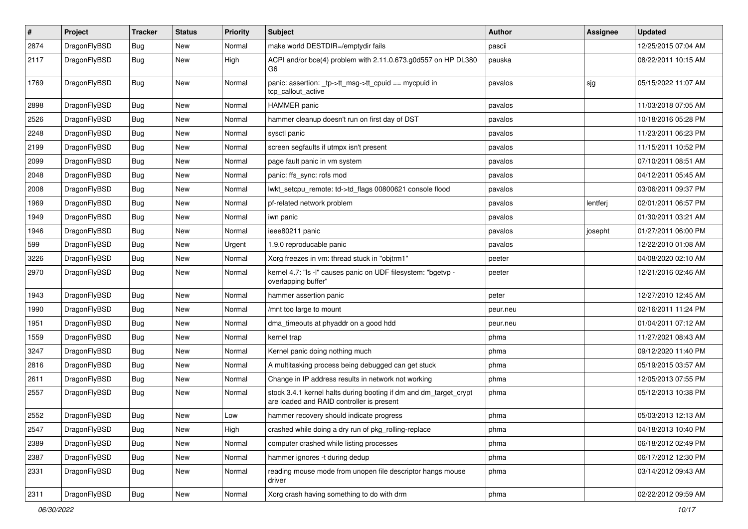| # | Project | Tracker | Status | Priority | Subject | Author | Assignee | Updated |
|---|---|---|---|---|---|---|---|---|
| 2874 | DragonFlyBSD | Bug | New | Normal | make world DESTDIR=/emptydir fails | pascii | | 12/25/2015 07:04 AM |
| 2117 | DragonFlyBSD | Bug | New | High | ACPI and/or bce(4) problem with 2.11.0.673.g0d557 on HP DL380 G6 | pauska | | 08/22/2011 10:15 AM |
| 1769 | DragonFlyBSD | Bug | New | Normal | panic: assertion: _tp->tt_msg->tt_cpuid == mycpuid in tcp_callout_active | pavalos | sjg | 05/15/2022 11:07 AM |
| 2898 | DragonFlyBSD | Bug | New | Normal | HAMMER panic | pavalos | | 11/03/2018 07:05 AM |
| 2526 | DragonFlyBSD | Bug | New | Normal | hammer cleanup doesn't run on first day of DST | pavalos | | 10/18/2016 05:28 PM |
| 2248 | DragonFlyBSD | Bug | New | Normal | sysctl panic | pavalos | | 11/23/2011 06:23 PM |
| 2199 | DragonFlyBSD | Bug | New | Normal | screen segfaults if utmpx isn't present | pavalos | | 11/15/2011 10:52 PM |
| 2099 | DragonFlyBSD | Bug | New | Normal | page fault panic in vm system | pavalos | | 07/10/2011 08:51 AM |
| 2048 | DragonFlyBSD | Bug | New | Normal | panic: ffs_sync: rofs mod | pavalos | | 04/12/2011 05:45 AM |
| 2008 | DragonFlyBSD | Bug | New | Normal | lwkt_setcpu_remote: td->td_flags 00800621 console flood | pavalos | | 03/06/2011 09:37 PM |
| 1969 | DragonFlyBSD | Bug | New | Normal | pf-related network problem | pavalos | lentferj | 02/01/2011 06:57 PM |
| 1949 | DragonFlyBSD | Bug | New | Normal | iwn panic | pavalos | | 01/30/2011 03:21 AM |
| 1946 | DragonFlyBSD | Bug | New | Normal | ieee80211 panic | pavalos | josepht | 01/27/2011 06:00 PM |
| 599 | DragonFlyBSD | Bug | New | Urgent | 1.9.0 reproducable panic | pavalos | | 12/22/2010 01:08 AM |
| 3226 | DragonFlyBSD | Bug | New | Normal | Xorg freezes in vm: thread stuck in "objtrm1" | peeter | | 04/08/2020 02:10 AM |
| 2970 | DragonFlyBSD | Bug | New | Normal | kernel 4.7: "ls -l" causes panic on UDF filesystem: "bgetvp - overlapping buffer" | peeter | | 12/21/2016 02:46 AM |
| 1943 | DragonFlyBSD | Bug | New | Normal | hammer assertion panic | peter | | 12/27/2010 12:45 AM |
| 1990 | DragonFlyBSD | Bug | New | Normal | /mnt too large to mount | peur.neu | | 02/16/2011 11:24 PM |
| 1951 | DragonFlyBSD | Bug | New | Normal | dma_timeouts at phyaddr on a good hdd | peur.neu | | 01/04/2011 07:12 AM |
| 1559 | DragonFlyBSD | Bug | New | Normal | kernel trap | phma | | 11/27/2021 08:43 AM |
| 3247 | DragonFlyBSD | Bug | New | Normal | Kernel panic doing nothing much | phma | | 09/12/2020 11:40 PM |
| 2816 | DragonFlyBSD | Bug | New | Normal | A multitasking process being debugged can get stuck | phma | | 05/19/2015 03:57 AM |
| 2611 | DragonFlyBSD | Bug | New | Normal | Change in IP address results in network not working | phma | | 12/05/2013 07:55 PM |
| 2557 | DragonFlyBSD | Bug | New | Normal | stock 3.4.1 kernel halts during booting if dm and dm_target_crypt are loaded and RAID controller is present | phma | | 05/12/2013 10:38 PM |
| 2552 | DragonFlyBSD | Bug | New | Low | hammer recovery should indicate progress | phma | | 05/03/2013 12:13 AM |
| 2547 | DragonFlyBSD | Bug | New | High | crashed while doing a dry run of pkg_rolling-replace | phma | | 04/18/2013 10:40 PM |
| 2389 | DragonFlyBSD | Bug | New | Normal | computer crashed while listing processes | phma | | 06/18/2012 02:49 PM |
| 2387 | DragonFlyBSD | Bug | New | Normal | hammer ignores -t during dedup | phma | | 06/17/2012 12:30 PM |
| 2331 | DragonFlyBSD | Bug | New | Normal | reading mouse mode from unopen file descriptor hangs mouse driver | phma | | 03/14/2012 09:43 AM |
| 2311 | DragonFlyBSD | Bug | New | Normal | Xorg crash having something to do with drm | phma | | 02/22/2012 09:59 AM |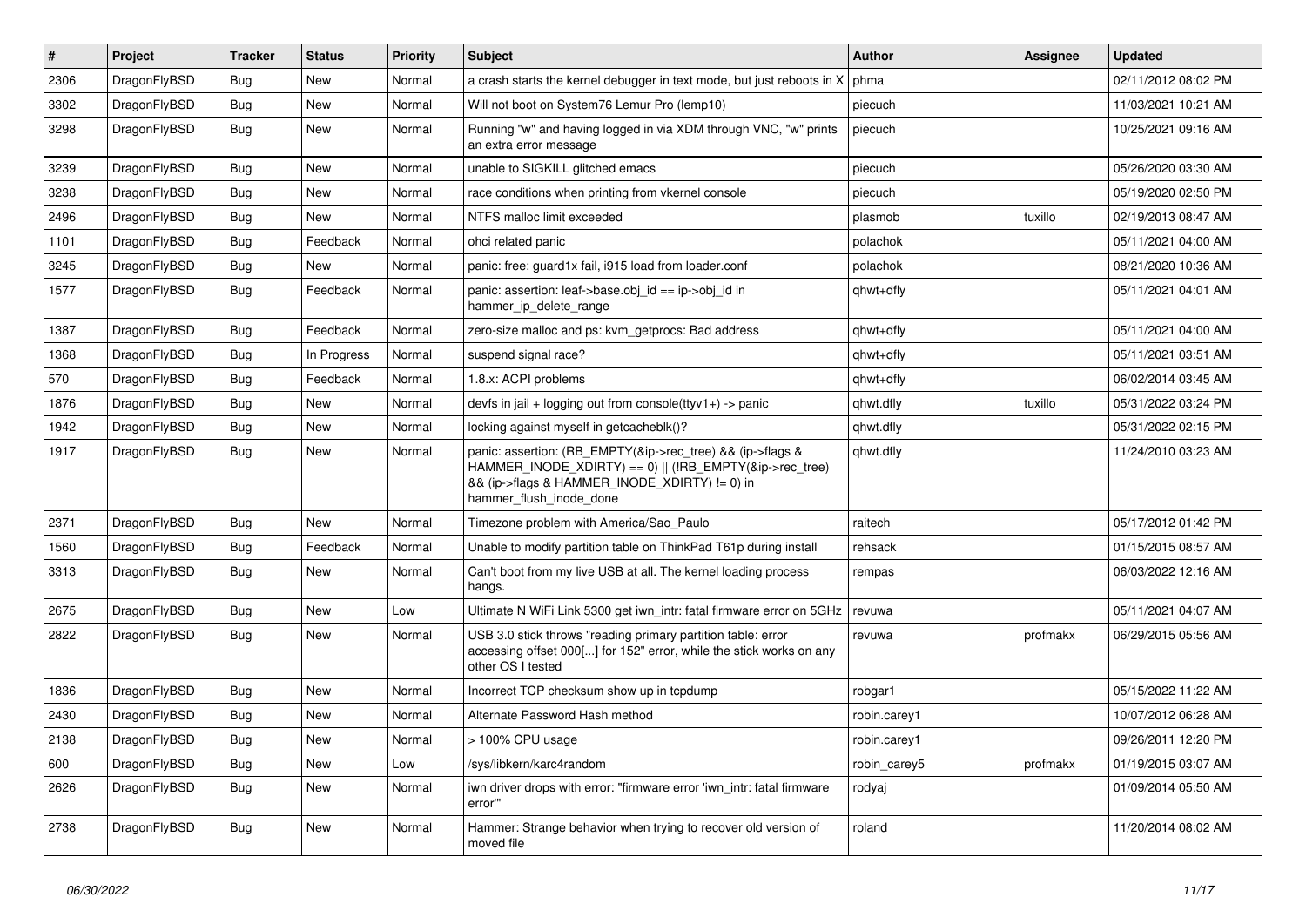| # | Project | Tracker | Status | Priority | Subject | Author | Assignee | Updated |
|---|---|---|---|---|---|---|---|---|
| 2306 | DragonFlyBSD | Bug | New | Normal | a crash starts the kernel debugger in text mode, but just reboots in X | phma | | 02/11/2012 08:02 PM |
| 3302 | DragonFlyBSD | Bug | New | Normal | Will not boot on System76 Lemur Pro (lemp10) | piecuch | | 11/03/2021 10:21 AM |
| 3298 | DragonFlyBSD | Bug | New | Normal | Running "w" and having logged in via XDM through VNC, "w" prints an extra error message | piecuch | | 10/25/2021 09:16 AM |
| 3239 | DragonFlyBSD | Bug | New | Normal | unable to SIGKILL glitched emacs | piecuch | | 05/26/2020 03:30 AM |
| 3238 | DragonFlyBSD | Bug | New | Normal | race conditions when printing from vkernel console | piecuch | | 05/19/2020 02:50 PM |
| 2496 | DragonFlyBSD | Bug | New | Normal | NTFS malloc limit exceeded | plasmob | tuxillo | 02/19/2013 08:47 AM |
| 1101 | DragonFlyBSD | Bug | Feedback | Normal | ohci related panic | polachok | | 05/11/2021 04:00 AM |
| 3245 | DragonFlyBSD | Bug | New | Normal | panic: free: guard1x fail, i915 load from loader.conf | polachok | | 08/21/2020 10:36 AM |
| 1577 | DragonFlyBSD | Bug | Feedback | Normal | panic: assertion: leaf->base.obj_id == ip->obj_id in hammer_ip_delete_range | qhwt+dfly | | 05/11/2021 04:01 AM |
| 1387 | DragonFlyBSD | Bug | Feedback | Normal | zero-size malloc and ps: kvm_getprocs: Bad address | qhwt+dfly | | 05/11/2021 04:00 AM |
| 1368 | DragonFlyBSD | Bug | In Progress | Normal | suspend signal race? | qhwt+dfly | | 05/11/2021 03:51 AM |
| 570 | DragonFlyBSD | Bug | Feedback | Normal | 1.8.x: ACPI problems | qhwt+dfly | | 06/02/2014 03:45 AM |
| 1876 | DragonFlyBSD | Bug | New | Normal | devfs in jail + logging out from console(ttyv1+) -> panic | qhwt.dfly | tuxillo | 05/31/2022 03:24 PM |
| 1942 | DragonFlyBSD | Bug | New | Normal | locking against myself in getcacheblk()? | qhwt.dfly | | 05/31/2022 02:15 PM |
| 1917 | DragonFlyBSD | Bug | New | Normal | panic: assertion: (RB_EMPTY(&ip->rec_tree) && (ip->flags & HAMMER_INODE_XDIRTY) == 0) \|\| (!RB_EMPTY(&ip->rec_tree) && (ip->flags & HAMMER_INODE_XDIRTY) != 0) in hammer_flush_inode_done | qhwt.dfly | | 11/24/2010 03:23 AM |
| 2371 | DragonFlyBSD | Bug | New | Normal | Timezone problem with America/Sao_Paulo | raitech | | 05/17/2012 01:42 PM |
| 1560 | DragonFlyBSD | Bug | Feedback | Normal | Unable to modify partition table on ThinkPad T61p during install | rehsack | | 01/15/2015 08:57 AM |
| 3313 | DragonFlyBSD | Bug | New | Normal | Can't boot from my live USB at all. The kernel loading process hangs. | rempas | | 06/03/2022 12:16 AM |
| 2675 | DragonFlyBSD | Bug | New | Low | Ultimate N WiFi Link 5300 get iwn_intr: fatal firmware error on 5GHz | revuwa | | 05/11/2021 04:07 AM |
| 2822 | DragonFlyBSD | Bug | New | Normal | USB 3.0 stick throws "reading primary partition table: error accessing offset 000[...] for 152" error, while the stick works on any other OS I tested | revuwa | profmakx | 06/29/2015 05:56 AM |
| 1836 | DragonFlyBSD | Bug | New | Normal | Incorrect TCP checksum show up in tcpdump | robgar1 | | 05/15/2022 11:22 AM |
| 2430 | DragonFlyBSD | Bug | New | Normal | Alternate Password Hash method | robin.carey1 | | 10/07/2012 06:28 AM |
| 2138 | DragonFlyBSD | Bug | New | Normal | > 100% CPU usage | robin.carey1 | | 09/26/2011 12:20 PM |
| 600 | DragonFlyBSD | Bug | New | Low | /sys/libkern/karc4random | robin_carey5 | profmakx | 01/19/2015 03:07 AM |
| 2626 | DragonFlyBSD | Bug | New | Normal | iwn driver drops with error: "firmware error 'iwn_intr: fatal firmware error'" | rodyaj | | 01/09/2014 05:50 AM |
| 2738 | DragonFlyBSD | Bug | New | Normal | Hammer: Strange behavior when trying to recover old version of moved file | roland | | 11/20/2014 08:02 AM |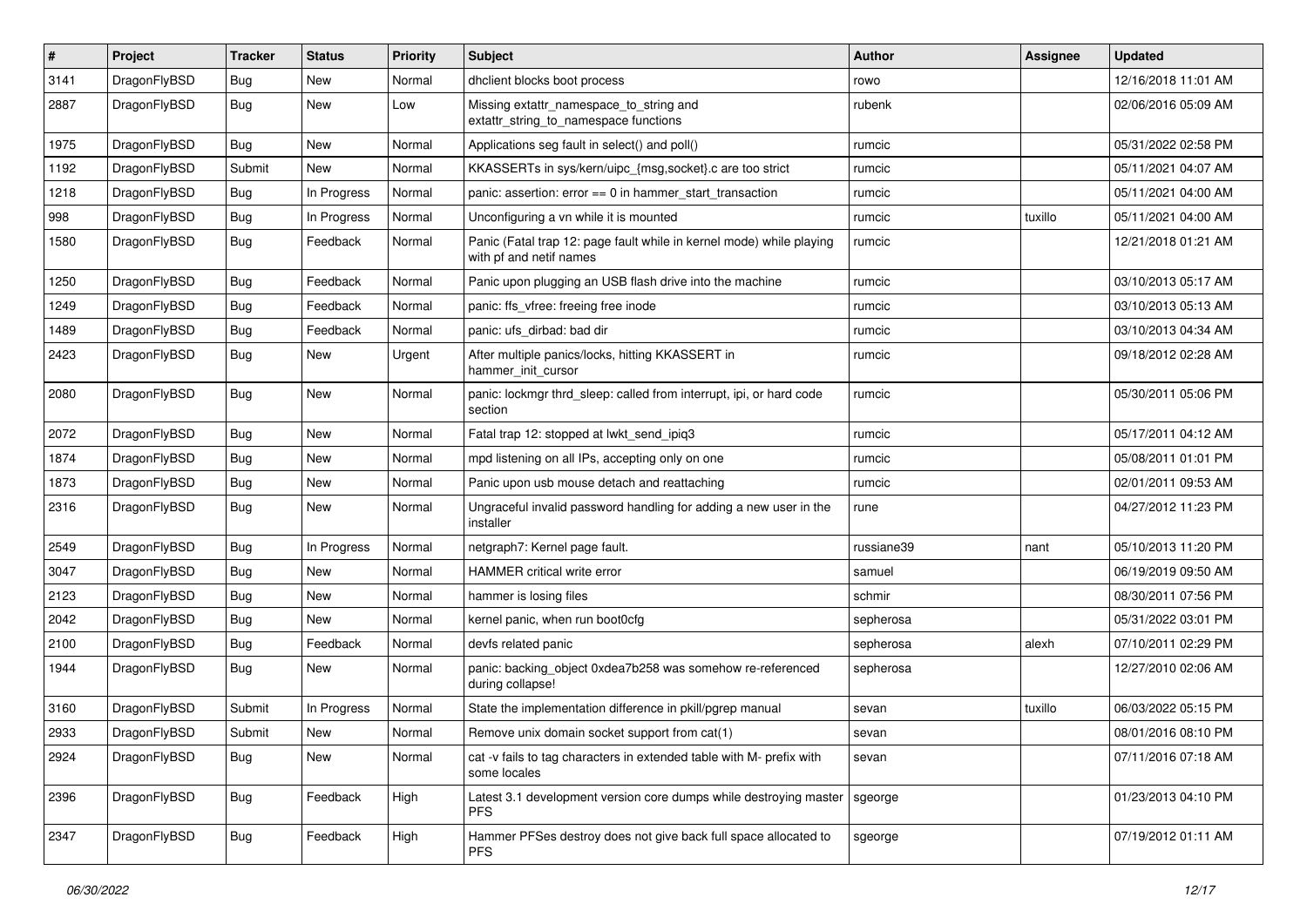| # | Project | Tracker | Status | Priority | Subject | Author | Assignee | Updated |
|---|---|---|---|---|---|---|---|---|
| 3141 | DragonFlyBSD | Bug | New | Normal | dhclient blocks boot process | rowo | | 12/16/2018 11:01 AM |
| 2887 | DragonFlyBSD | Bug | New | Low | Missing extattr_namespace_to_string and extattr_string_to_namespace functions | rubenk | | 02/06/2016 05:09 AM |
| 1975 | DragonFlyBSD | Bug | New | Normal | Applications seg fault in select() and poll() | rumcic | | 05/31/2022 02:58 PM |
| 1192 | DragonFlyBSD | Submit | New | Normal | KKASSERTs in sys/kern/uipc_{msg,socket}.c are too strict | rumcic | | 05/11/2021 04:07 AM |
| 1218 | DragonFlyBSD | Bug | In Progress | Normal | panic: assertion: error == 0 in hammer_start_transaction | rumcic | | 05/11/2021 04:00 AM |
| 998 | DragonFlyBSD | Bug | In Progress | Normal | Unconfiguring a vn while it is mounted | rumcic | tuxillo | 05/11/2021 04:00 AM |
| 1580 | DragonFlyBSD | Bug | Feedback | Normal | Panic (Fatal trap 12: page fault while in kernel mode) while playing with pf and netif names | rumcic | | 12/21/2018 01:21 AM |
| 1250 | DragonFlyBSD | Bug | Feedback | Normal | Panic upon plugging an USB flash drive into the machine | rumcic | | 03/10/2013 05:17 AM |
| 1249 | DragonFlyBSD | Bug | Feedback | Normal | panic: ffs_vfree: freeing free inode | rumcic | | 03/10/2013 05:13 AM |
| 1489 | DragonFlyBSD | Bug | Feedback | Normal | panic: ufs_dirbad: bad dir | rumcic | | 03/10/2013 04:34 AM |
| 2423 | DragonFlyBSD | Bug | New | Urgent | After multiple panics/locks, hitting KKASSERT in hammer_init_cursor | rumcic | | 09/18/2012 02:28 AM |
| 2080 | DragonFlyBSD | Bug | New | Normal | panic: lockmgr thrd_sleep: called from interrupt, ipi, or hard code section | rumcic | | 05/30/2011 05:06 PM |
| 2072 | DragonFlyBSD | Bug | New | Normal | Fatal trap 12: stopped at lwkt_send_ipiq3 | rumcic | | 05/17/2011 04:12 AM |
| 1874 | DragonFlyBSD | Bug | New | Normal | mpd listening on all IPs, accepting only on one | rumcic | | 05/08/2011 01:01 PM |
| 1873 | DragonFlyBSD | Bug | New | Normal | Panic upon usb mouse detach and reattaching | rumcic | | 02/01/2011 09:53 AM |
| 2316 | DragonFlyBSD | Bug | New | Normal | Ungraceful invalid password handling for adding a new user in the installer | rune | | 04/27/2012 11:23 PM |
| 2549 | DragonFlyBSD | Bug | In Progress | Normal | netgraph7: Kernel page fault. | russiane39 | nant | 05/10/2013 11:20 PM |
| 3047 | DragonFlyBSD | Bug | New | Normal | HAMMER critical write error | samuel | | 06/19/2019 09:50 AM |
| 2123 | DragonFlyBSD | Bug | New | Normal | hammer is losing files | schmir | | 08/30/2011 07:56 PM |
| 2042 | DragonFlyBSD | Bug | New | Normal | kernel panic, when run boot0cfg | sepherosa | | 05/31/2022 03:01 PM |
| 2100 | DragonFlyBSD | Bug | Feedback | Normal | devfs related panic | sepherosa | alexh | 07/10/2011 02:29 PM |
| 1944 | DragonFlyBSD | Bug | New | Normal | panic: backing_object 0xdea7b258 was somehow re-referenced during collapse! | sepherosa | | 12/27/2010 02:06 AM |
| 3160 | DragonFlyBSD | Submit | In Progress | Normal | State the implementation difference in pkill/pgrep manual | sevan | tuxillo | 06/03/2022 05:15 PM |
| 2933 | DragonFlyBSD | Submit | New | Normal | Remove unix domain socket support from cat(1) | sevan | | 08/01/2016 08:10 PM |
| 2924 | DragonFlyBSD | Bug | New | Normal | cat -v fails to tag characters in extended table with M- prefix with some locales | sevan | | 07/11/2016 07:18 AM |
| 2396 | DragonFlyBSD | Bug | Feedback | High | Latest 3.1 development version core dumps while destroying master PFS | sgeorge | | 01/23/2013 04:10 PM |
| 2347 | DragonFlyBSD | Bug | Feedback | High | Hammer PFSes destroy does not give back full space allocated to PFS | sgeorge | | 07/19/2012 01:11 AM |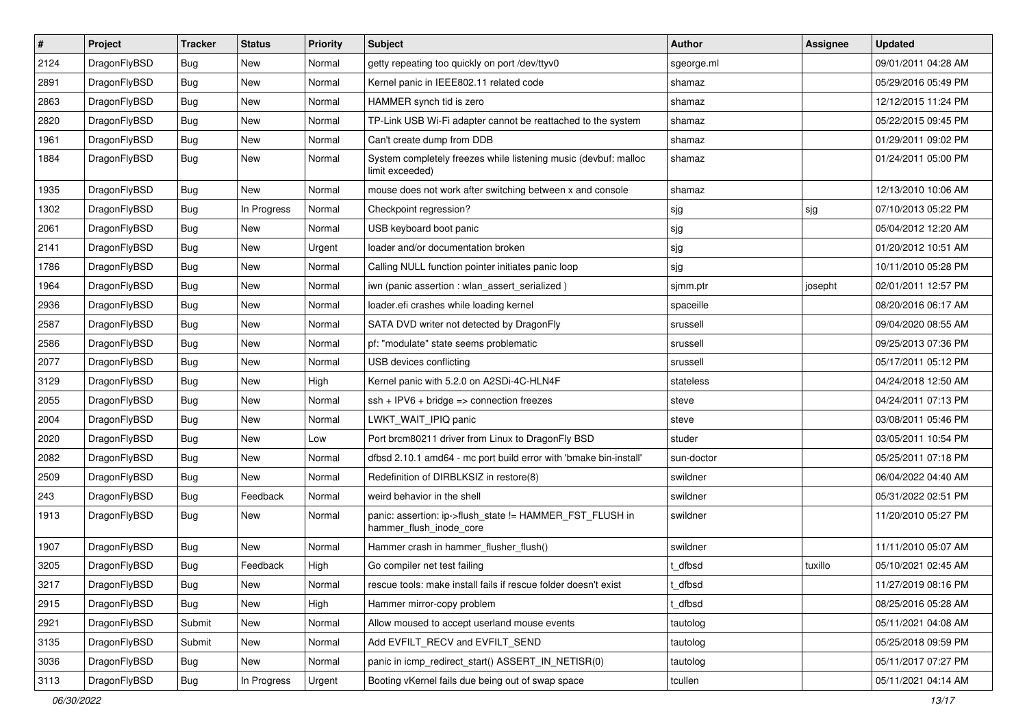| # | Project | Tracker | Status | Priority | Subject | Author | Assignee | Updated |
|---|---|---|---|---|---|---|---|---|
| 2124 | DragonFlyBSD | Bug | New | Normal | getty repeating too quickly on port /dev/ttyv0 | sgeorge.ml | | 09/01/2011 04:28 AM |
| 2891 | DragonFlyBSD | Bug | New | Normal | Kernel panic in IEEE802.11 related code | shamaz | | 05/29/2016 05:49 PM |
| 2863 | DragonFlyBSD | Bug | New | Normal | HAMMER synch tid is zero | shamaz | | 12/12/2015 11:24 PM |
| 2820 | DragonFlyBSD | Bug | New | Normal | TP-Link USB Wi-Fi adapter cannot be reattached to the system | shamaz | | 05/22/2015 09:45 PM |
| 1961 | DragonFlyBSD | Bug | New | Normal | Can't create dump from DDB | shamaz | | 01/29/2011 09:02 PM |
| 1884 | DragonFlyBSD | Bug | New | Normal | System completely freezes while listening music (devbuf: malloc limit exceeded) | shamaz | | 01/24/2011 05:00 PM |
| 1935 | DragonFlyBSD | Bug | New | Normal | mouse does not work after switching between x and console | shamaz | | 12/13/2010 10:06 AM |
| 1302 | DragonFlyBSD | Bug | In Progress | Normal | Checkpoint regression? | sjg | sjg | 07/10/2013 05:22 PM |
| 2061 | DragonFlyBSD | Bug | New | Normal | USB keyboard boot panic | sjg | | 05/04/2012 12:20 AM |
| 2141 | DragonFlyBSD | Bug | New | Urgent | loader and/or documentation broken | sjg | | 01/20/2012 10:51 AM |
| 1786 | DragonFlyBSD | Bug | New | Normal | Calling NULL function pointer initiates panic loop | sjg | | 10/11/2010 05:28 PM |
| 1964 | DragonFlyBSD | Bug | New | Normal | iwn (panic assertion : wlan_assert_serialized ) | sjmm.ptr | josepht | 02/01/2011 12:57 PM |
| 2936 | DragonFlyBSD | Bug | New | Normal | loader.efi crashes while loading kernel | spaceille | | 08/20/2016 06:17 AM |
| 2587 | DragonFlyBSD | Bug | New | Normal | SATA DVD writer not detected by DragonFly | srussell | | 09/04/2020 08:55 AM |
| 2586 | DragonFlyBSD | Bug | New | Normal | pf: "modulate" state seems problematic | srussell | | 09/25/2013 07:36 PM |
| 2077 | DragonFlyBSD | Bug | New | Normal | USB devices conflicting | srussell | | 05/17/2011 05:12 PM |
| 3129 | DragonFlyBSD | Bug | New | High | Kernel panic with 5.2.0 on A2SDi-4C-HLN4F | stateless | | 04/24/2018 12:50 AM |
| 2055 | DragonFlyBSD | Bug | New | Normal | ssh + IPV6 + bridge => connection freezes | steve | | 04/24/2011 07:13 PM |
| 2004 | DragonFlyBSD | Bug | New | Normal | LWKT_WAIT_IPIQ panic | steve | | 03/08/2011 05:46 PM |
| 2020 | DragonFlyBSD | Bug | New | Low | Port brcm80211 driver from Linux to DragonFly BSD | studer | | 03/05/2011 10:54 PM |
| 2082 | DragonFlyBSD | Bug | New | Normal | dfbsd 2.10.1 amd64 - mc port build error with 'bmake bin-install' | sun-doctor | | 05/25/2011 07:18 PM |
| 2509 | DragonFlyBSD | Bug | New | Normal | Redefinition of DIRBLKSIZ in restore(8) | swildner | | 06/04/2022 04:40 AM |
| 243 | DragonFlyBSD | Bug | Feedback | Normal | weird behavior in the shell | swildner | | 05/31/2022 02:51 PM |
| 1913 | DragonFlyBSD | Bug | New | Normal | panic: assertion: ip->flush_state != HAMMER_FST_FLUSH in hammer_flush_inode_core | swildner | | 11/20/2010 05:27 PM |
| 1907 | DragonFlyBSD | Bug | New | Normal | Hammer crash in hammer_flusher_flush() | swildner | | 11/11/2010 05:07 AM |
| 3205 | DragonFlyBSD | Bug | Feedback | High | Go compiler net test failing | t_dfbsd | tuxillo | 05/10/2021 02:45 AM |
| 3217 | DragonFlyBSD | Bug | New | Normal | rescue tools: make install fails if rescue folder doesn't exist | t_dfbsd | | 11/27/2019 08:16 PM |
| 2915 | DragonFlyBSD | Bug | New | High | Hammer mirror-copy problem | t_dfbsd | | 08/25/2016 05:28 AM |
| 2921 | DragonFlyBSD | Submit | New | Normal | Allow moused to accept userland mouse events | tautolog | | 05/11/2021 04:08 AM |
| 3135 | DragonFlyBSD | Submit | New | Normal | Add EVFILT_RECV and EVFILT_SEND | tautolog | | 05/25/2018 09:59 PM |
| 3036 | DragonFlyBSD | Bug | New | Normal | panic in icmp_redirect_start() ASSERT_IN_NETISR(0) | tautolog | | 05/11/2017 07:27 PM |
| 3113 | DragonFlyBSD | Bug | In Progress | Urgent | Booting vKernel fails due being out of swap space | tcullen | | 05/11/2021 04:14 AM |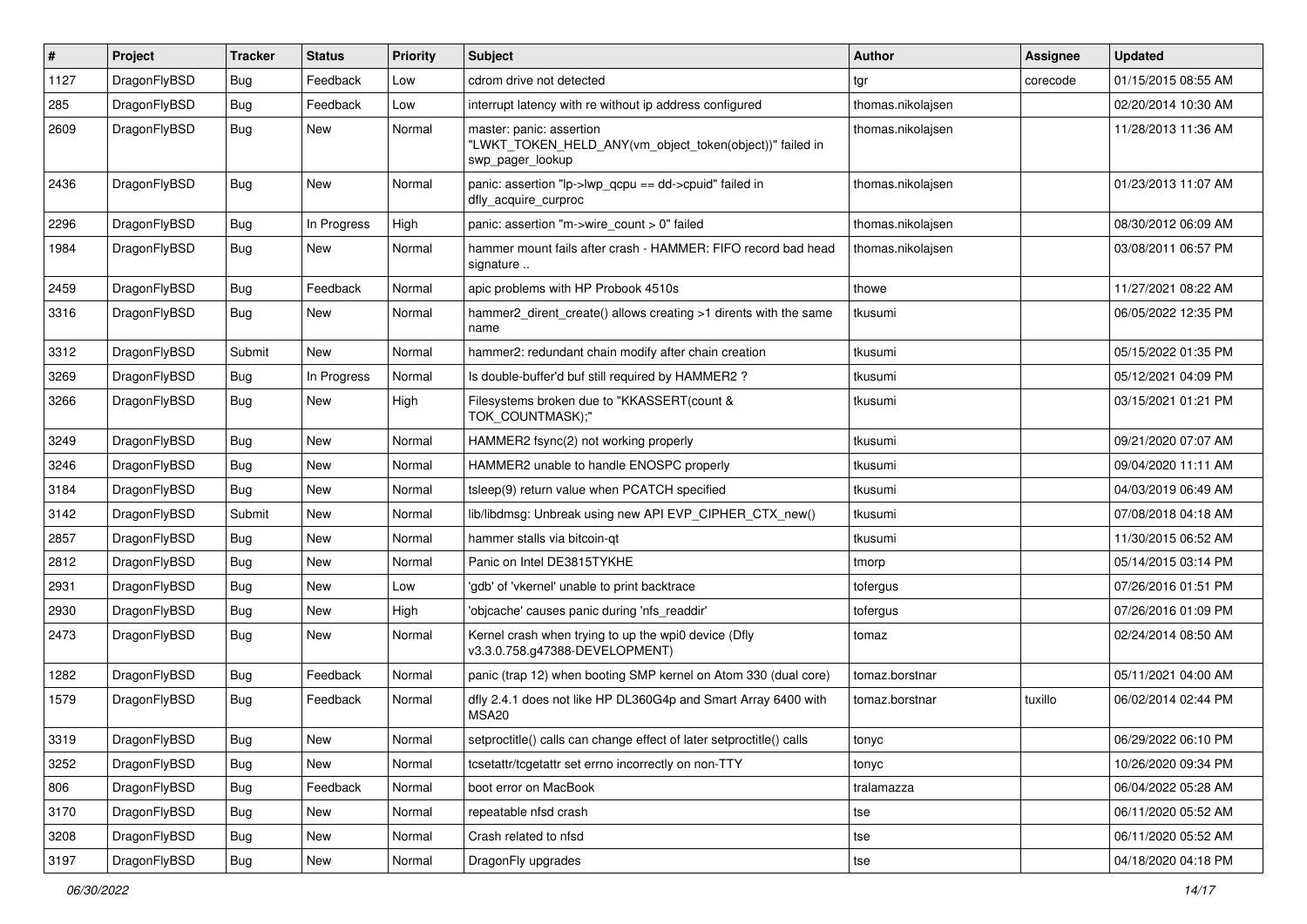| # | Project | Tracker | Status | Priority | Subject | Author | Assignee | Updated |
|---|---|---|---|---|---|---|---|---|
| 1127 | DragonFlyBSD | Bug | Feedback | Low | cdrom drive not detected | tgr | corecode | 01/15/2015 08:55 AM |
| 285 | DragonFlyBSD | Bug | Feedback | Low | interrupt latency with re without ip address configured | thomas.nikolajsen | | 02/20/2014 10:30 AM |
| 2609 | DragonFlyBSD | Bug | New | Normal | master: panic: assertion "LWKT_TOKEN_HELD_ANY(vm_object_token(object))" failed in swp_pager_lookup | thomas.nikolajsen | | 11/28/2013 11:36 AM |
| 2436 | DragonFlyBSD | Bug | New | Normal | panic: assertion "lp->lwp_qcpu == dd->cpuid" failed in dfly_acquire_curproc | thomas.nikolajsen | | 01/23/2013 11:07 AM |
| 2296 | DragonFlyBSD | Bug | In Progress | High | panic: assertion "m->wire_count > 0" failed | thomas.nikolajsen | | 08/30/2012 06:09 AM |
| 1984 | DragonFlyBSD | Bug | New | Normal | hammer mount fails after crash - HAMMER: FIFO record bad head signature .. | thomas.nikolajsen | | 03/08/2011 06:57 PM |
| 2459 | DragonFlyBSD | Bug | Feedback | Normal | apic problems with HP Probook 4510s | thowe | | 11/27/2021 08:22 AM |
| 3316 | DragonFlyBSD | Bug | New | Normal | hammer2_dirent_create() allows creating >1 dirents with the same name | tkusumi | | 06/05/2022 12:35 PM |
| 3312 | DragonFlyBSD | Submit | New | Normal | hammer2: redundant chain modify after chain creation | tkusumi | | 05/15/2022 01:35 PM |
| 3269 | DragonFlyBSD | Bug | In Progress | Normal | Is double-buffer'd buf still required by HAMMER2 ? | tkusumi | | 05/12/2021 04:09 PM |
| 3266 | DragonFlyBSD | Bug | New | High | Filesystems broken due to "KKASSERT(count & TOK_COUNTMASK);" | tkusumi | | 03/15/2021 01:21 PM |
| 3249 | DragonFlyBSD | Bug | New | Normal | HAMMER2 fsync(2) not working properly | tkusumi | | 09/21/2020 07:07 AM |
| 3246 | DragonFlyBSD | Bug | New | Normal | HAMMER2 unable to handle ENOSPC properly | tkusumi | | 09/04/2020 11:11 AM |
| 3184 | DragonFlyBSD | Bug | New | Normal | tsleep(9) return value when PCATCH specified | tkusumi | | 04/03/2019 06:49 AM |
| 3142 | DragonFlyBSD | Submit | New | Normal | lib/libdmsg: Unbreak using new API EVP_CIPHER_CTX_new() | tkusumi | | 07/08/2018 04:18 AM |
| 2857 | DragonFlyBSD | Bug | New | Normal | hammer stalls via bitcoin-qt | tkusumi | | 11/30/2015 06:52 AM |
| 2812 | DragonFlyBSD | Bug | New | Normal | Panic on Intel DE3815TYKHE | tmorp | | 05/14/2015 03:14 PM |
| 2931 | DragonFlyBSD | Bug | New | Low | 'gdb' of 'vkernel' unable to print backtrace | tofergus | | 07/26/2016 01:51 PM |
| 2930 | DragonFlyBSD | Bug | New | High | 'objcache' causes panic during 'nfs_readdir' | tofergus | | 07/26/2016 01:09 PM |
| 2473 | DragonFlyBSD | Bug | New | Normal | Kernel crash when trying to up the wpi0 device (Dfly v3.3.0.758.g47388-DEVELOPMENT) | tomaz | | 02/24/2014 08:50 AM |
| 1282 | DragonFlyBSD | Bug | Feedback | Normal | panic (trap 12) when booting SMP kernel on Atom 330 (dual core) | tomaz.borstnar | | 05/11/2021 04:00 AM |
| 1579 | DragonFlyBSD | Bug | Feedback | Normal | dfly 2.4.1 does not like HP DL360G4p and Smart Array 6400 with MSA20 | tomaz.borstnar | tuxillo | 06/02/2014 02:44 PM |
| 3319 | DragonFlyBSD | Bug | New | Normal | setproctitle() calls can change effect of later setproctitle() calls | tonyc | | 06/29/2022 06:10 PM |
| 3252 | DragonFlyBSD | Bug | New | Normal | tcsetattr/tcgetattr set errno incorrectly on non-TTY | tonyc | | 10/26/2020 09:34 PM |
| 806 | DragonFlyBSD | Bug | Feedback | Normal | boot error on MacBook | tralamazza | | 06/04/2022 05:28 AM |
| 3170 | DragonFlyBSD | Bug | New | Normal | repeatable nfsd crash | tse | | 06/11/2020 05:52 AM |
| 3208 | DragonFlyBSD | Bug | New | Normal | Crash related to nfsd | tse | | 06/11/2020 05:52 AM |
| 3197 | DragonFlyBSD | Bug | New | Normal | DragonFly upgrades | tse | | 04/18/2020 04:18 PM |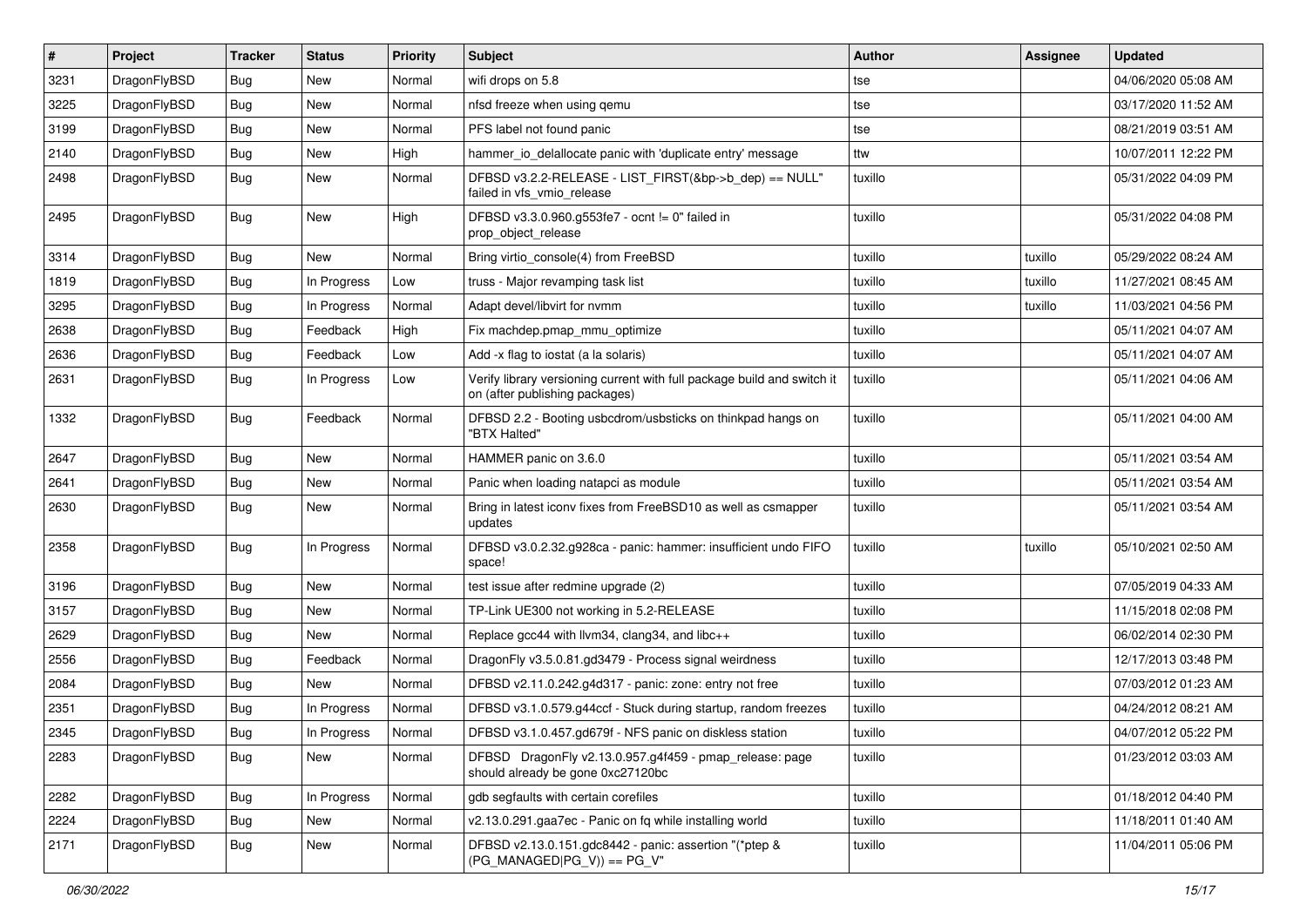| # | Project | Tracker | Status | Priority | Subject | Author | Assignee | Updated |
| --- | --- | --- | --- | --- | --- | --- | --- | --- |
| 3231 | DragonFlyBSD | Bug | New | Normal | wifi drops on 5.8 | tse | | 04/06/2020 05:08 AM |
| 3225 | DragonFlyBSD | Bug | New | Normal | nfsd freeze when using qemu | tse | | 03/17/2020 11:52 AM |
| 3199 | DragonFlyBSD | Bug | New | Normal | PFS label not found panic | tse | | 08/21/2019 03:51 AM |
| 2140 | DragonFlyBSD | Bug | New | High | hammer_io_delallocate panic with 'duplicate entry' message | ttw | | 10/07/2011 12:22 PM |
| 2498 | DragonFlyBSD | Bug | New | Normal | DFBSD v3.2.2-RELEASE - LIST_FIRST(&bp->b_dep) == NULL" failed in vfs_vmio_release | tuxillo | | 05/31/2022 04:09 PM |
| 2495 | DragonFlyBSD | Bug | New | High | DFBSD v3.3.0.960.g553fe7 - ocnt != 0" failed in prop_object_release | tuxillo | | 05/31/2022 04:08 PM |
| 3314 | DragonFlyBSD | Bug | New | Normal | Bring virtio_console(4) from FreeBSD | tuxillo | tuxillo | 05/29/2022 08:24 AM |
| 1819 | DragonFlyBSD | Bug | In Progress | Low | truss - Major revamping task list | tuxillo | tuxillo | 11/27/2021 08:45 AM |
| 3295 | DragonFlyBSD | Bug | In Progress | Normal | Adapt devel/libvirt for nvmm | tuxillo | tuxillo | 11/03/2021 04:56 PM |
| 2638 | DragonFlyBSD | Bug | Feedback | High | Fix machdep.pmap_mmu_optimize | tuxillo | | 05/11/2021 04:07 AM |
| 2636 | DragonFlyBSD | Bug | Feedback | Low | Add -x flag to iostat (a la solaris) | tuxillo | | 05/11/2021 04:07 AM |
| 2631 | DragonFlyBSD | Bug | In Progress | Low | Verify library versioning current with full package build and switch it on (after publishing packages) | tuxillo | | 05/11/2021 04:06 AM |
| 1332 | DragonFlyBSD | Bug | Feedback | Normal | DFBSD 2.2 - Booting usbcdrom/usbsticks on thinkpad hangs on "BTX Halted" | tuxillo | | 05/11/2021 04:00 AM |
| 2647 | DragonFlyBSD | Bug | New | Normal | HAMMER panic on 3.6.0 | tuxillo | | 05/11/2021 03:54 AM |
| 2641 | DragonFlyBSD | Bug | New | Normal | Panic when loading natapci as module | tuxillo | | 05/11/2021 03:54 AM |
| 2630 | DragonFlyBSD | Bug | New | Normal | Bring in latest iconv fixes from FreeBSD10 as well as csmapper updates | tuxillo | | 05/11/2021 03:54 AM |
| 2358 | DragonFlyBSD | Bug | In Progress | Normal | DFBSD v3.0.2.32.g928ca - panic: hammer: insufficient undo FIFO space! | tuxillo | tuxillo | 05/10/2021 02:50 AM |
| 3196 | DragonFlyBSD | Bug | New | Normal | test issue after redmine upgrade (2) | tuxillo | | 07/05/2019 04:33 AM |
| 3157 | DragonFlyBSD | Bug | New | Normal | TP-Link UE300 not working in 5.2-RELEASE | tuxillo | | 11/15/2018 02:08 PM |
| 2629 | DragonFlyBSD | Bug | New | Normal | Replace gcc44 with llvm34, clang34, and libc++ | tuxillo | | 06/02/2014 02:30 PM |
| 2556 | DragonFlyBSD | Bug | Feedback | Normal | DragonFly v3.5.0.81.gd3479 - Process signal weirdness | tuxillo | | 12/17/2013 03:48 PM |
| 2084 | DragonFlyBSD | Bug | New | Normal | DFBSD v2.11.0.242.g4d317 - panic: zone: entry not free | tuxillo | | 07/03/2012 01:23 AM |
| 2351 | DragonFlyBSD | Bug | In Progress | Normal | DFBSD v3.1.0.579.g44ccf - Stuck during startup, random freezes | tuxillo | | 04/24/2012 08:21 AM |
| 2345 | DragonFlyBSD | Bug | In Progress | Normal | DFBSD v3.1.0.457.gd679f - NFS panic on diskless station | tuxillo | | 04/07/2012 05:22 PM |
| 2283 | DragonFlyBSD | Bug | New | Normal | DFBSD DragonFly v2.13.0.957.g4f459 - pmap_release: page should already be gone 0xc27120bc | tuxillo | | 01/23/2012 03:03 AM |
| 2282 | DragonFlyBSD | Bug | In Progress | Normal | gdb segfaults with certain corefiles | tuxillo | | 01/18/2012 04:40 PM |
| 2224 | DragonFlyBSD | Bug | New | Normal | v2.13.0.291.gaa7ec - Panic on fq while installing world | tuxillo | | 11/18/2011 01:40 AM |
| 2171 | DragonFlyBSD | Bug | New | Normal | DFBSD v2.13.0.151.gdc8442 - panic: assertion "(*ptep & (PG_MANAGED\|PG_V)) == PG_V" | tuxillo | | 11/04/2011 05:06 PM |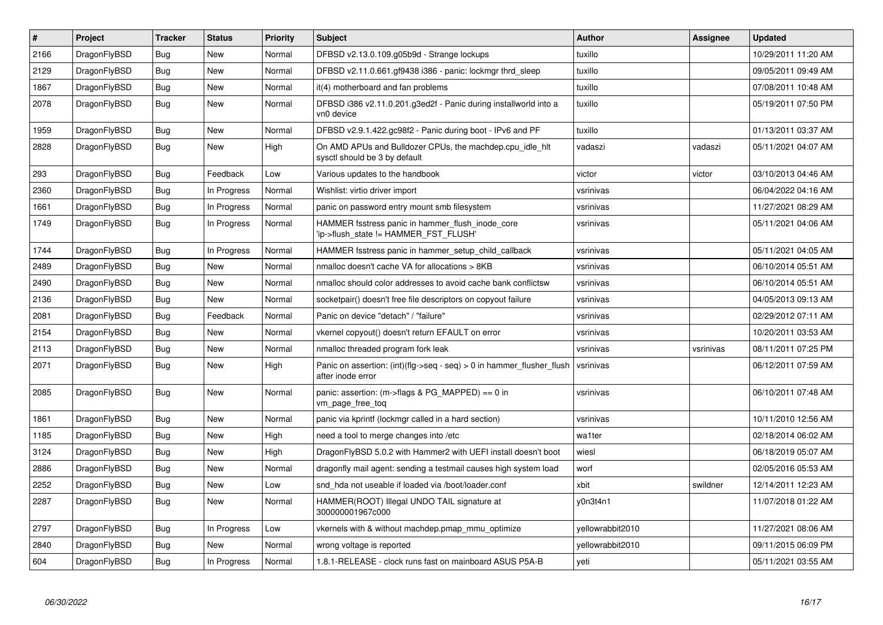| # | Project | Tracker | Status | Priority | Subject | Author | Assignee | Updated |
| --- | --- | --- | --- | --- | --- | --- | --- | --- |
| 2166 | DragonFlyBSD | Bug | New | Normal | DFBSD v2.13.0.109.g05b9d - Strange lockups | tuxillo | | 10/29/2011 11:20 AM |
| 2129 | DragonFlyBSD | Bug | New | Normal | DFBSD v2.11.0.661.gf9438 i386 - panic: lockmgr thrd_sleep | tuxillo | | 09/05/2011 09:49 AM |
| 1867 | DragonFlyBSD | Bug | New | Normal | it(4) motherboard and fan problems | tuxillo | | 07/08/2011 10:48 AM |
| 2078 | DragonFlyBSD | Bug | New | Normal | DFBSD i386 v2.11.0.201.g3ed2f - Panic during installworld into a vn0 device | tuxillo | | 05/19/2011 07:50 PM |
| 1959 | DragonFlyBSD | Bug | New | Normal | DFBSD v2.9.1.422.gc98f2 - Panic during boot - IPv6 and PF | tuxillo | | 01/13/2011 03:37 AM |
| 2828 | DragonFlyBSD | Bug | New | High | On AMD APUs and Bulldozer CPUs, the machdep.cpu_idle_hlt sysctl should be 3 by default | vadaszi | vadaszi | 05/11/2021 04:07 AM |
| 293 | DragonFlyBSD | Bug | Feedback | Low | Various updates to the handbook | victor | victor | 03/10/2013 04:46 AM |
| 2360 | DragonFlyBSD | Bug | In Progress | Normal | Wishlist: virtio driver import | vsrinivas | | 06/04/2022 04:16 AM |
| 1661 | DragonFlyBSD | Bug | In Progress | Normal | panic on password entry mount smb filesystem | vsrinivas | | 11/27/2021 08:29 AM |
| 1749 | DragonFlyBSD | Bug | In Progress | Normal | HAMMER fsstress panic in hammer_flush_inode_core 'ip->flush_state != HAMMER_FST_FLUSH' | vsrinivas | | 05/11/2021 04:06 AM |
| 1744 | DragonFlyBSD | Bug | In Progress | Normal | HAMMER fsstress panic in hammer_setup_child_callback | vsrinivas | | 05/11/2021 04:05 AM |
| 2489 | DragonFlyBSD | Bug | New | Normal | nmalloc doesn't cache VA for allocations > 8KB | vsrinivas | | 06/10/2014 05:51 AM |
| 2490 | DragonFlyBSD | Bug | New | Normal | nmalloc should color addresses to avoid cache bank conflictsw | vsrinivas | | 06/10/2014 05:51 AM |
| 2136 | DragonFlyBSD | Bug | New | Normal | socketpair() doesn't free file descriptors on copyout failure | vsrinivas | | 04/05/2013 09:13 AM |
| 2081 | DragonFlyBSD | Bug | Feedback | Normal | Panic on device "detach" / "failure" | vsrinivas | | 02/29/2012 07:11 AM |
| 2154 | DragonFlyBSD | Bug | New | Normal | vkernel copyout() doesn't return EFAULT on error | vsrinivas | | 10/20/2011 03:53 AM |
| 2113 | DragonFlyBSD | Bug | New | Normal | nmalloc threaded program fork leak | vsrinivas | vsrinivas | 08/11/2011 07:25 PM |
| 2071 | DragonFlyBSD | Bug | New | High | Panic on assertion: (int)(flg->seq - seq) > 0 in hammer_flusher_flush after inode error | vsrinivas | | 06/12/2011 07:59 AM |
| 2085 | DragonFlyBSD | Bug | New | Normal | panic: assertion: (m->flags & PG_MAPPED) == 0 in vm_page_free_toq | vsrinivas | | 06/10/2011 07:48 AM |
| 1861 | DragonFlyBSD | Bug | New | Normal | panic via kprintf (lockmgr called in a hard section) | vsrinivas | | 10/11/2010 12:56 AM |
| 1185 | DragonFlyBSD | Bug | New | High | need a tool to merge changes into /etc | wa1ter | | 02/18/2014 06:02 AM |
| 3124 | DragonFlyBSD | Bug | New | High | DragonFlyBSD 5.0.2 with Hammer2 with UEFI install doesn't boot | wiesl | | 06/18/2019 05:07 AM |
| 2886 | DragonFlyBSD | Bug | New | Normal | dragonfly mail agent: sending a testmail causes high system load | worf | | 02/05/2016 05:53 AM |
| 2252 | DragonFlyBSD | Bug | New | Low | snd_hda not useable if loaded via /boot/loader.conf | xbit | swildner | 12/14/2011 12:23 AM |
| 2287 | DragonFlyBSD | Bug | New | Normal | HAMMER(ROOT) Illegal UNDO TAIL signature at 300000001967c000 | y0n3t4n1 | | 11/07/2018 01:22 AM |
| 2797 | DragonFlyBSD | Bug | In Progress | Low | vkernels with & without machdep.pmap_mmu_optimize | yellowrabbit2010 | | 11/27/2021 08:06 AM |
| 2840 | DragonFlyBSD | Bug | New | Normal | wrong voltage is reported | yellowrabbit2010 | | 09/11/2015 06:09 PM |
| 604 | DragonFlyBSD | Bug | In Progress | Normal | 1.8.1-RELEASE - clock runs fast on mainboard ASUS P5A-B | yeti | | 05/11/2021 03:55 AM |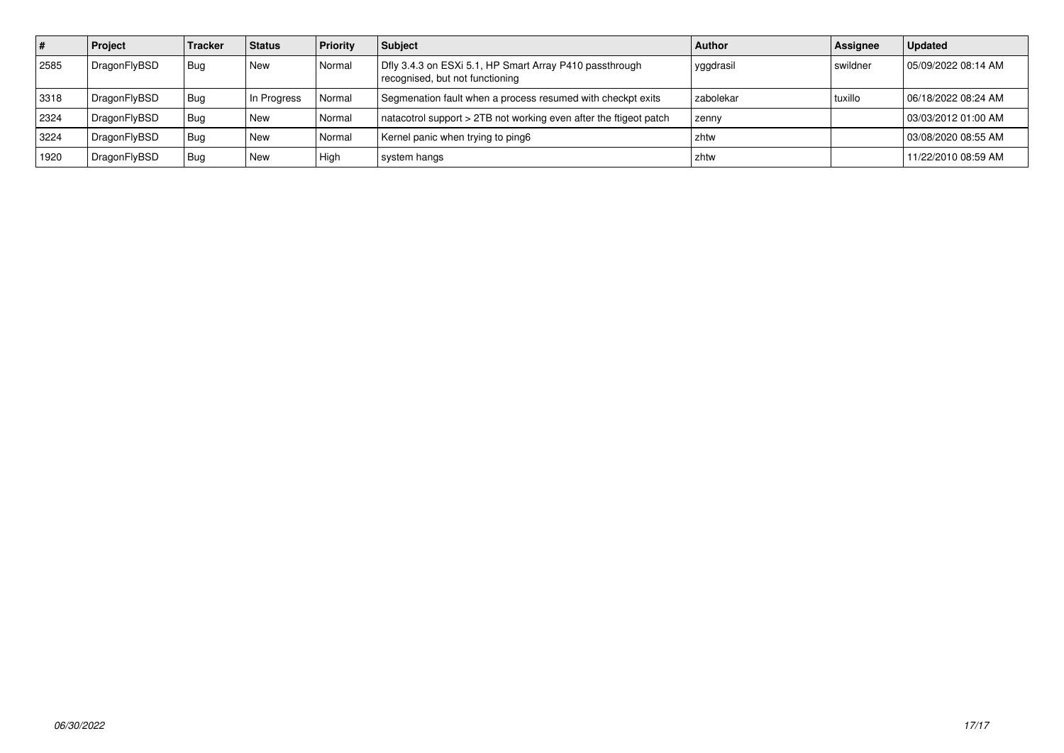| # | Project | Tracker | Status | Priority | Subject | Author | Assignee | Updated |
|---|---|---|---|---|---|---|---|---|
| 2585 | DragonFlyBSD | Bug | New | Normal | Dfly 3.4.3 on ESXi 5.1, HP Smart Array P410 passthrough recognised, but not functioning | yggdrasil | swildner | 05/09/2022 08:14 AM |
| 3318 | DragonFlyBSD | Bug | In Progress | Normal | Segmenation fault when a process resumed with checkpt exits | zabolekar | tuxillo | 06/18/2022 08:24 AM |
| 2324 | DragonFlyBSD | Bug | New | Normal | natacotrol support > 2TB not working even after the ftigeot patch | zenny | | 03/03/2012 01:00 AM |
| 3224 | DragonFlyBSD | Bug | New | Normal | Kernel panic when trying to ping6 | zhtw | | 03/08/2020 08:55 AM |
| 1920 | DragonFlyBSD | Bug | New | High | system hangs | zhtw | | 11/22/2010 08:59 AM |